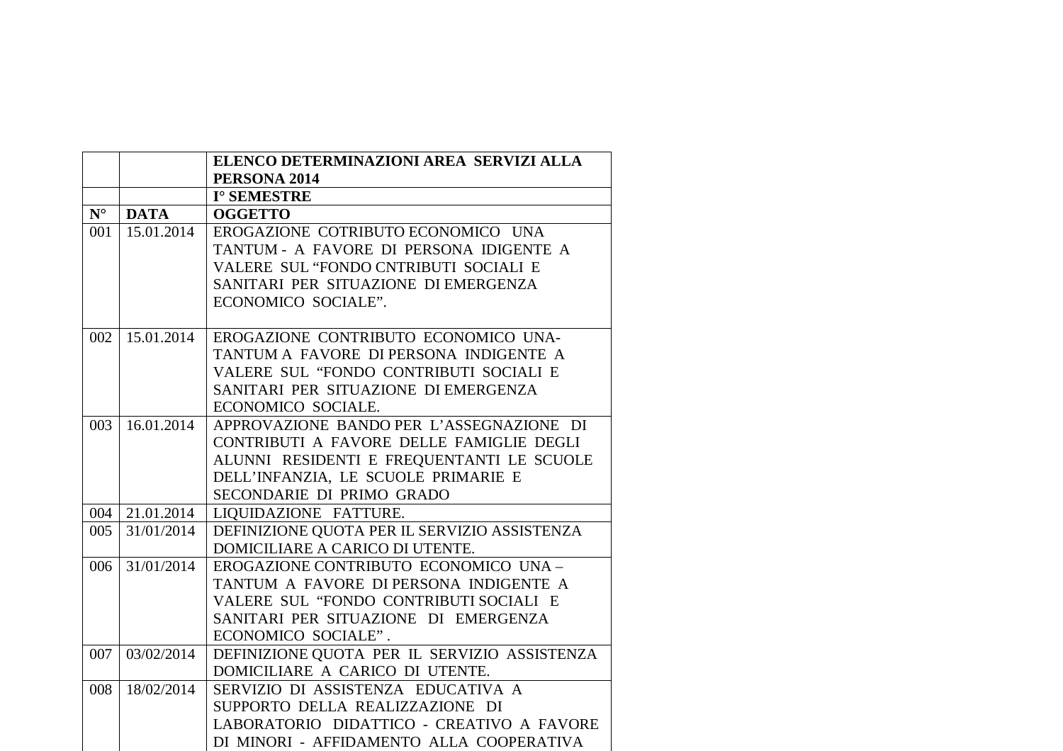|  |  | **ELENCO DETERMINAZIONI AREA SERVIZI ALLA PERSONA 2014** |
|---|---|---|
|  |  | **I° SEMESTRE** |
| **N°** | **DATA** | **OGGETTO** |
| 001 | 15.01.2014 | EROGAZIONE COTRIBUTO ECONOMICO UNA TANTUM - A FAVORE DI PERSONA IDIGENTE A VALERE SUL “FONDO CNTRIBUTI SOCIALI E SANITARI PER SITUAZIONE DI EMERGENZA ECONOMICO SOCIALE”. |
| 002 | 15.01.2014 | EROGAZIONE CONTRIBUTO ECONOMICO UNA-TANTUM A FAVORE DI PERSONA INDIGENTE A VALERE SUL “FONDO CONTRIBUTI SOCIALI E SANITARI PER SITUAZIONE DI EMERGENZA ECONOMICO SOCIALE. |
| 003 | 16.01.2014 | APPROVAZIONE BANDO PER L’ASSEGNAZIONE DI CONTRIBUTI A FAVORE DELLE FAMIGLIE DEGLI ALUNNI RESIDENTI E FREQUENTANTI LE SCUOLE DELL’INFANZIA, LE SCUOLE PRIMARIE E SECONDARIE DI PRIMO GRADO |
| 004 | 21.01.2014 | LIQUIDAZIONE FATTURE. |
| 005 | 31/01/2014 | DEFINIZIONE QUOTA PER IL SERVIZIO ASSISTENZA DOMICILIARE A CARICO DI UTENTE. |
| 006 | 31/01/2014 | EROGAZIONE CONTRIBUTO ECONOMICO UNA – TANTUM A FAVORE DI PERSONA INDIGENTE A VALERE SUL “FONDO CONTRIBUTI SOCIALI E SANITARI PER SITUAZIONE DI EMERGENZA ECONOMICO SOCIALE” . |
| 007 | 03/02/2014 | DEFINIZIONE QUOTA PER IL SERVIZIO ASSISTENZA DOMICILIARE A CARICO DI UTENTE. |
| 008 | 18/02/2014 | SERVIZIO DI ASSISTENZA EDUCATIVA A SUPPORTO DELLA REALIZZAZIONE DI LABORATORIO DIDATTICO - CREATIVO A FAVORE DI MINORI - AFFIDAMENTO ALLA COOPERATIVA |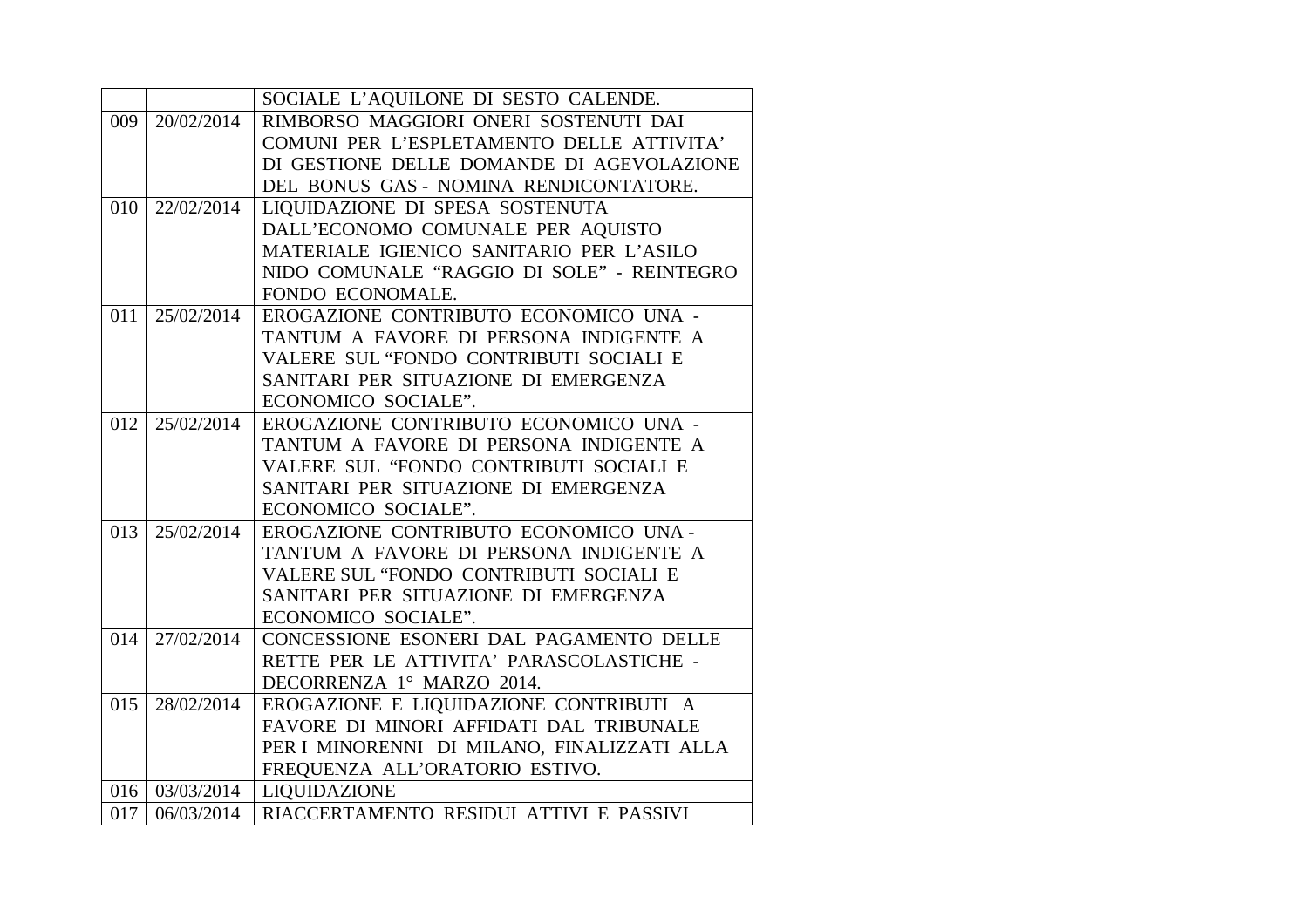| | | SOCIALE L'AQUILONE DI SESTO CALENDE. |
|---|---|---|
| 009 | 20/02/2014 | RIMBORSO MAGGIORI ONERI SOSTENUTI DAI COMUNI PER L'ESPLETAMENTO DELLE ATTIVITA' DI GESTIONE DELLE DOMANDE DI AGEVOLAZIONE DEL BONUS GAS - NOMINA RENDICONTATORE. |
| 010 | 22/02/2014 | LIQUIDAZIONE DI SPESA SOSTENUTA DALL'ECONOMO COMUNALE PER AQUISTO MATERIALE IGIENICO SANITARIO PER L'ASILO NIDO COMUNALE "RAGGIO DI SOLE" - REINTEGRO FONDO ECONOMALE. |
| 011 | 25/02/2014 | EROGAZIONE CONTRIBUTO ECONOMICO UNA - TANTUM A FAVORE DI PERSONA INDIGENTE A VALERE SUL "FONDO CONTRIBUTI SOCIALI E SANITARI PER SITUAZIONE DI EMERGENZA ECONOMICO SOCIALE". |
| 012 | 25/02/2014 | EROGAZIONE CONTRIBUTO ECONOMICO UNA - TANTUM A FAVORE DI PERSONA INDIGENTE A VALERE SUL "FONDO CONTRIBUTI SOCIALI E SANITARI PER SITUAZIONE DI EMERGENZA ECONOMICO SOCIALE". |
| 013 | 25/02/2014 | EROGAZIONE CONTRIBUTO ECONOMICO UNA - TANTUM A FAVORE DI PERSONA INDIGENTE A VALERE SUL "FONDO CONTRIBUTI SOCIALI E SANITARI PER SITUAZIONE DI EMERGENZA ECONOMICO SOCIALE". |
| 014 | 27/02/2014 | CONCESSIONE ESONERI DAL PAGAMENTO DELLE RETTE PER LE ATTIVITA' PARASCOLASTICHE - DECORRENZA 1° MARZO 2014. |
| 015 | 28/02/2014 | EROGAZIONE E LIQUIDAZIONE CONTRIBUTI A FAVORE DI MINORI AFFIDATI DAL TRIBUNALE PER I MINORENNI DI MILANO, FINALIZZATI ALLA FREQUENZA ALL'ORATORIO ESTIVO. |
| 016 | 03/03/2014 | LIQUIDAZIONE |
| 017 | 06/03/2014 | RIACCERTAMENTO RESIDUI ATTIVI E PASSIVI |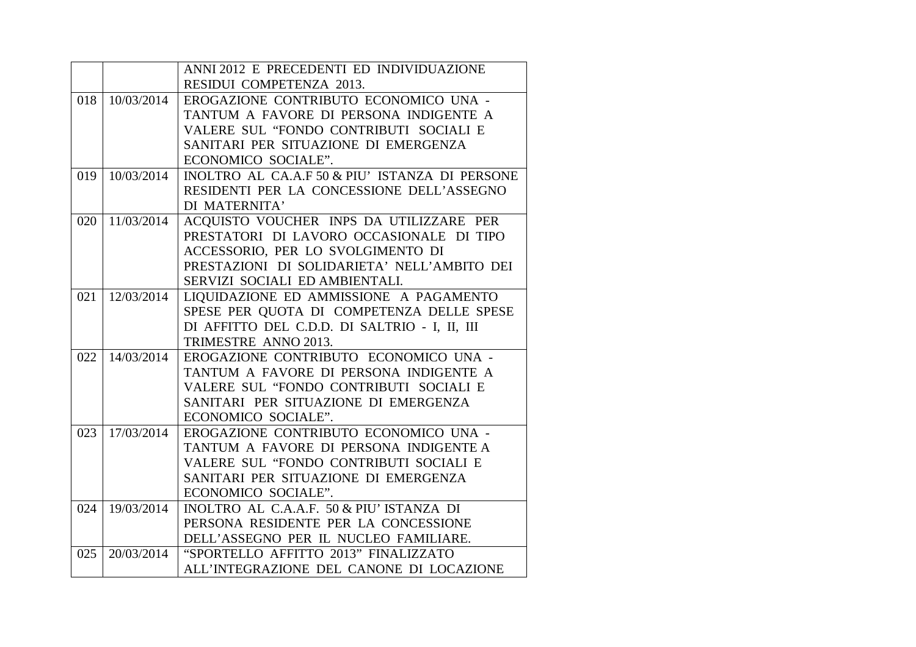| | | |
|---|---|---|
| | | ANNI 2012 E PRECEDENTI ED INDIVIDUAZIONE RESIDUI COMPETENZA 2013. |
| 018 | 10/03/2014 | EROGAZIONE CONTRIBUTO ECONOMICO UNA - TANTUM A FAVORE DI PERSONA INDIGENTE A VALERE SUL "FONDO CONTRIBUTI SOCIALI E SANITARI PER SITUAZIONE DI EMERGENZA ECONOMICO SOCIALE". |
| 019 | 10/03/2014 | INOLTRO AL CA.A.F 50 & PIU' ISTANZA DI PERSONE RESIDENTI PER LA CONCESSIONE DELL'ASSEGNO DI MATERNITA' |
| 020 | 11/03/2014 | ACQUISTO VOUCHER INPS DA UTILIZZARE PER PRESTATORI DI LAVORO OCCASIONALE DI TIPO ACCESSORIO, PER LO SVOLGIMENTO DI PRESTAZIONI DI SOLIDARIETA' NELL'AMBITO DEI SERVIZI SOCIALI ED AMBIENTALI. |
| 021 | 12/03/2014 | LIQUIDAZIONE ED AMMISSIONE A PAGAMENTO SPESE PER QUOTA DI COMPETENZA DELLE SPESE DI AFFITTO DEL C.D.D. DI SALTRIO - I, II, III TRIMESTRE ANNO 2013. |
| 022 | 14/03/2014 | EROGAZIONE CONTRIBUTO ECONOMICO UNA - TANTUM A FAVORE DI PERSONA INDIGENTE A VALERE SUL "FONDO CONTRIBUTI SOCIALI E SANITARI PER SITUAZIONE DI EMERGENZA ECONOMICO SOCIALE". |
| 023 | 17/03/2014 | EROGAZIONE CONTRIBUTO ECONOMICO UNA - TANTUM A FAVORE DI PERSONA INDIGENTE A VALERE SUL "FONDO CONTRIBUTI SOCIALI E SANITARI PER SITUAZIONE DI EMERGENZA ECONOMICO SOCIALE". |
| 024 | 19/03/2014 | INOLTRO AL C.A.A.F. 50 & PIU' ISTANZA DI PERSONA RESIDENTE PER LA CONCESSIONE DELL'ASSEGNO PER IL NUCLEO FAMILIARE. |
| 025 | 20/03/2014 | "SPORTELLO AFFITTO 2013" FINALIZZATO ALL'INTEGRAZIONE DEL CANONE DI LOCAZIONE |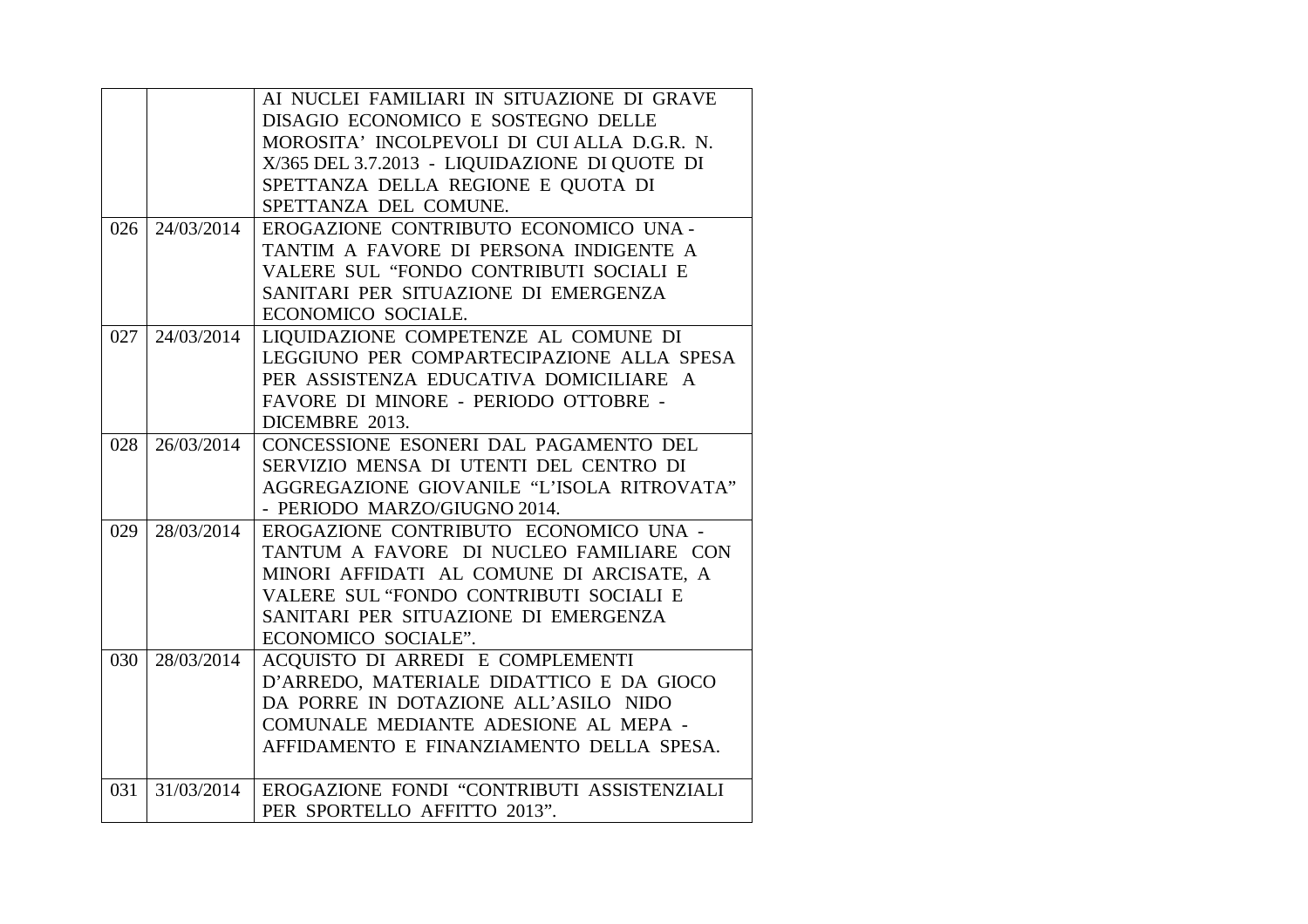| | | |
|---|---|---|
| | | AI NUCLEI FAMILIARI IN SITUAZIONE DI GRAVE DISAGIO ECONOMICO E SOSTEGNO DELLE MOROSITA' INCOLPEVOLI DI CUI ALLA D.G.R. N. X/365 DEL 3.7.2013 - LIQUIDAZIONE DI QUOTE DI SPETTANZA DELLA REGIONE E QUOTA DI SPETTANZA DEL COMUNE. |
| 026 | 24/03/2014 | EROGAZIONE CONTRIBUTO ECONOMICO UNA - TANTIM A FAVORE DI PERSONA INDIGENTE A VALERE SUL "FONDO CONTRIBUTI SOCIALI E SANITARI PER SITUAZIONE DI EMERGENZA ECONOMICO SOCIALE. |
| 027 | 24/03/2014 | LIQUIDAZIONE COMPETENZE AL COMUNE DI LEGGIUNO PER COMPARTECIPAZIONE ALLA SPESA PER ASSISTENZA EDUCATIVA DOMICILIARE A FAVORE DI MINORE - PERIODO OTTOBRE - DICEMBRE 2013. |
| 028 | 26/03/2014 | CONCESSIONE ESONERI DAL PAGAMENTO DEL SERVIZIO MENSA DI UTENTI DEL CENTRO DI AGGREGAZIONE GIOVANILE "L'ISOLA RITROVATA" - PERIODO MARZO/GIUGNO 2014. |
| 029 | 28/03/2014 | EROGAZIONE CONTRIBUTO ECONOMICO UNA - TANTUM A FAVORE DI NUCLEO FAMILIARE CON MINORI AFFIDATI AL COMUNE DI ARCISATE, A VALERE SUL "FONDO CONTRIBUTI SOCIALI E SANITARI PER SITUAZIONE DI EMERGENZA ECONOMICO SOCIALE". |
| 030 | 28/03/2014 | ACQUISTO DI ARREDI E COMPLEMENTI D'ARREDO, MATERIALE DIDATTICO E DA GIOCO DA PORRE IN DOTAZIONE ALL'ASILO NIDO COMUNALE MEDIANTE ADESIONE AL MEPA - AFFIDAMENTO E FINANZIAMENTO DELLA SPESA. |
| 031 | 31/03/2014 | EROGAZIONE FONDI "CONTRIBUTI ASSISTENZIALI PER SPORTELLO AFFITTO 2013". |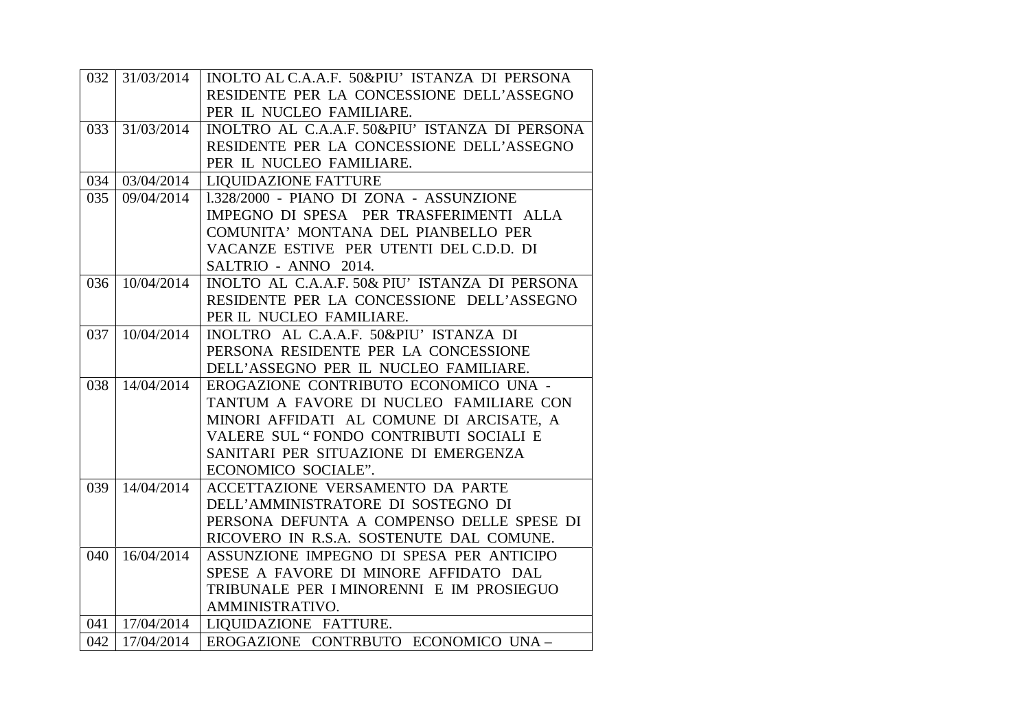| | | |
|---|---|---|
| 032 | 31/03/2014 | INOLTO AL C.A.A.F. 50&PIU' ISTANZA DI PERSONA RESIDENTE PER LA CONCESSIONE DELL'ASSEGNO PER IL NUCLEO FAMILIARE. |
| 033 | 31/03/2014 | INOLTRO AL C.A.A.F. 50&PIU' ISTANZA DI PERSONA RESIDENTE PER LA CONCESSIONE DELL'ASSEGNO PER IL NUCLEO FAMILIARE. |
| 034 | 03/04/2014 | LIQUIDAZIONE FATTURE |
| 035 | 09/04/2014 | l.328/2000 - PIANO DI ZONA - ASSUNZIONE IMPEGNO DI SPESA PER TRASFERIMENTI ALLA COMUNITA' MONTANA DEL PIANBELLO PER VACANZE ESTIVE PER UTENTI DEL C.D.D. DI SALTRIO - ANNO 2014. |
| 036 | 10/04/2014 | INOLTO AL C.A.A.F. 50& PIU' ISTANZA DI PERSONA RESIDENTE PER LA CONCESSIONE DELL'ASSEGNO PER IL NUCLEO FAMILIARE. |
| 037 | 10/04/2014 | INOLTRO AL C.A.A.F. 50&PIU' ISTANZA DI PERSONA RESIDENTE PER LA CONCESSIONE DELL'ASSEGNO PER IL NUCLEO FAMILIARE. |
| 038 | 14/04/2014 | EROGAZIONE CONTRIBUTO ECONOMICO UNA - TANTUM A FAVORE DI NUCLEO FAMILIARE CON MINORI AFFIDATI AL COMUNE DI ARCISATE, A VALERE SUL " FONDO CONTRIBUTI SOCIALI E SANITARI PER SITUAZIONE DI EMERGENZA ECONOMICO SOCIALE". |
| 039 | 14/04/2014 | ACCETTAZIONE VERSAMENTO DA PARTE DELL'AMMINISTRATORE DI SOSTEGNO DI PERSONA DEFUNTA A COMPENSO DELLE SPESE DI RICOVERO IN R.S.A. SOSTENUTE DAL COMUNE. |
| 040 | 16/04/2014 | ASSUNZIONE IMPEGNO DI SPESA PER ANTICIPO SPESE A FAVORE DI MINORE AFFIDATO DAL TRIBUNALE PER I MINORENNI E IM PROSIEGUO AMMINISTRATIVO. |
| 041 | 17/04/2014 | LIQUIDAZIONE FATTURE. |
| 042 | 17/04/2014 | EROGAZIONE CONTRBUTO ECONOMICO UNA – |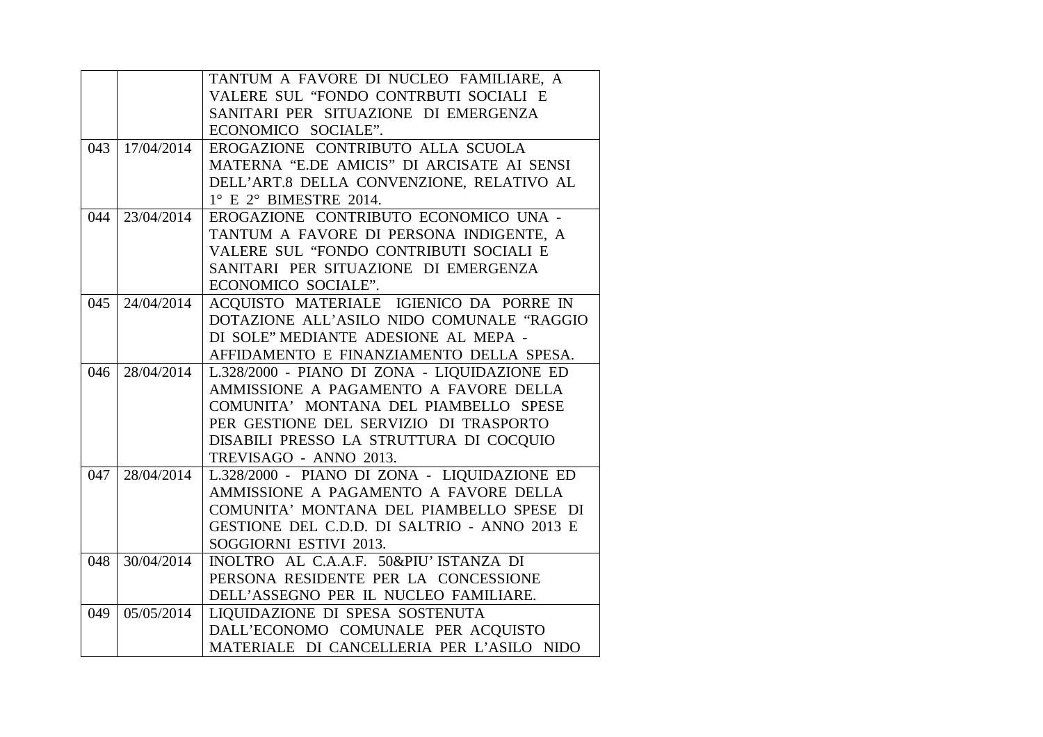| | | |
|---|---|---|
| | | TANTUM A FAVORE DI NUCLEO FAMILIARE, A VALERE SUL "FONDO CONTRBUTI SOCIALI E SANITARI PER SITUAZIONE DI EMERGENZA ECONOMICO SOCIALE". |
| 043 | 17/04/2014 | EROGAZIONE CONTRIBUTO ALLA SCUOLA MATERNA "E.DE AMICIS" DI ARCISATE AI SENSI DELL'ART.8 DELLA CONVENZIONE, RELATIVO AL 1° E 2° BIMESTRE 2014. |
| 044 | 23/04/2014 | EROGAZIONE CONTRIBUTO ECONOMICO UNA - TANTUM A FAVORE DI PERSONA INDIGENTE, A VALERE SUL "FONDO CONTRIBUTI SOCIALI E SANITARI PER SITUAZIONE DI EMERGENZA ECONOMICO SOCIALE". |
| 045 | 24/04/2014 | ACQUISTO MATERIALE IGIENICO DA PORRE IN DOTAZIONE ALL'ASILO NIDO COMUNALE "RAGGIO DI SOLE" MEDIANTE ADESIONE AL MEPA - AFFIDAMENTO E FINANZIAMENTO DELLA SPESA. |
| 046 | 28/04/2014 | L.328/2000 - PIANO DI ZONA - LIQUIDAZIONE ED AMMISSIONE A PAGAMENTO A FAVORE DELLA COMUNITA' MONTANA DEL PIAMBELLO SPESE PER GESTIONE DEL SERVIZIO DI TRASPORTO DISABILI PRESSO LA STRUTTURA DI COCQUIO TREVISAGO - ANNO 2013. |
| 047 | 28/04/2014 | L.328/2000 - PIANO DI ZONA - LIQUIDAZIONE ED AMMISSIONE A PAGAMENTO A FAVORE DELLA COMUNITA' MONTANA DEL PIAMBELLO SPESE DI GESTIONE DEL C.D.D. DI SALTRIO - ANNO 2013 E SOGGIORNI ESTIVI 2013. |
| 048 | 30/04/2014 | INOLTRO AL C.A.A.F. 50&PIU' ISTANZA DI PERSONA RESIDENTE PER LA CONCESSIONE DELL'ASSEGNO PER IL NUCLEO FAMILIARE. |
| 049 | 05/05/2014 | LIQUIDAZIONE DI SPESA SOSTENUTA DALL'ECONOMO COMUNALE PER ACQUISTO MATERIALE DI CANCELLERIA PER L'ASILO NIDO |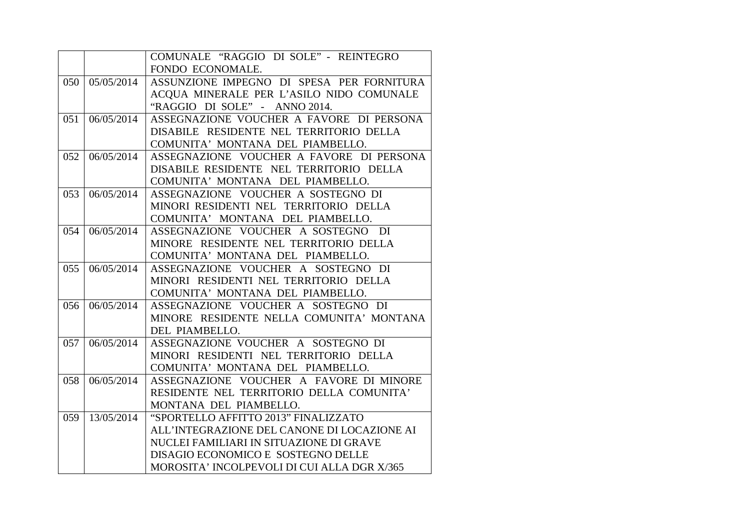| | | |
|---|---|---|
| | | COMUNALE "RAGGIO DI SOLE" - REINTEGRO FONDO ECONOMALE. |
| 050 | 05/05/2014 | ASSUNZIONE IMPEGNO DI SPESA PER FORNITURA ACQUA MINERALE PER L'ASILO NIDO COMUNALE "RAGGIO DI SOLE" - ANNO 2014. |
| 051 | 06/05/2014 | ASSEGNAZIONE VOUCHER A FAVORE DI PERSONA DISABILE RESIDENTE NEL TERRITORIO DELLA COMUNITA' MONTANA DEL PIAMBELLO. |
| 052 | 06/05/2014 | ASSEGNAZIONE VOUCHER A FAVORE DI PERSONA DISABILE RESIDENTE NEL TERRITORIO DELLA COMUNITA' MONTANA DEL PIAMBELLO. |
| 053 | 06/05/2014 | ASSEGNAZIONE VOUCHER A SOSTEGNO DI MINORI RESIDENTI NEL TERRITORIO DELLA COMUNITA' MONTANA DEL PIAMBELLO. |
| 054 | 06/05/2014 | ASSEGNAZIONE VOUCHER A SOSTEGNO DI MINORE RESIDENTE NEL TERRITORIO DELLA COMUNITA' MONTANA DEL PIAMBELLO. |
| 055 | 06/05/2014 | ASSEGNAZIONE VOUCHER A SOSTEGNO DI MINORI RESIDENTI NEL TERRITORIO DELLA COMUNITA' MONTANA DEL PIAMBELLO. |
| 056 | 06/05/2014 | ASSEGNAZIONE VOUCHER A SOSTEGNO DI MINORE RESIDENTE NELLA COMUNITA' MONTANA DEL PIAMBELLO. |
| 057 | 06/05/2014 | ASSEGNAZIONE VOUCHER A SOSTEGNO DI MINORI RESIDENTI NEL TERRITORIO DELLA COMUNITA' MONTANA DEL PIAMBELLO. |
| 058 | 06/05/2014 | ASSEGNAZIONE VOUCHER A FAVORE DI MINORE RESIDENTE NEL TERRITORIO DELLA COMUNITA' MONTANA DEL PIAMBELLO. |
| 059 | 13/05/2014 | "SPORTELLO AFFITTO 2013" FINALIZZATO ALL'INTEGRAZIONE DEL CANONE DI LOCAZIONE AI NUCLEI FAMILIARI IN SITUAZIONE DI GRAVE DISAGIO ECONOMICO E SOSTEGNO DELLE MOROSITA' INCOLPEVOLI DI CUI ALLA DGR X/365 |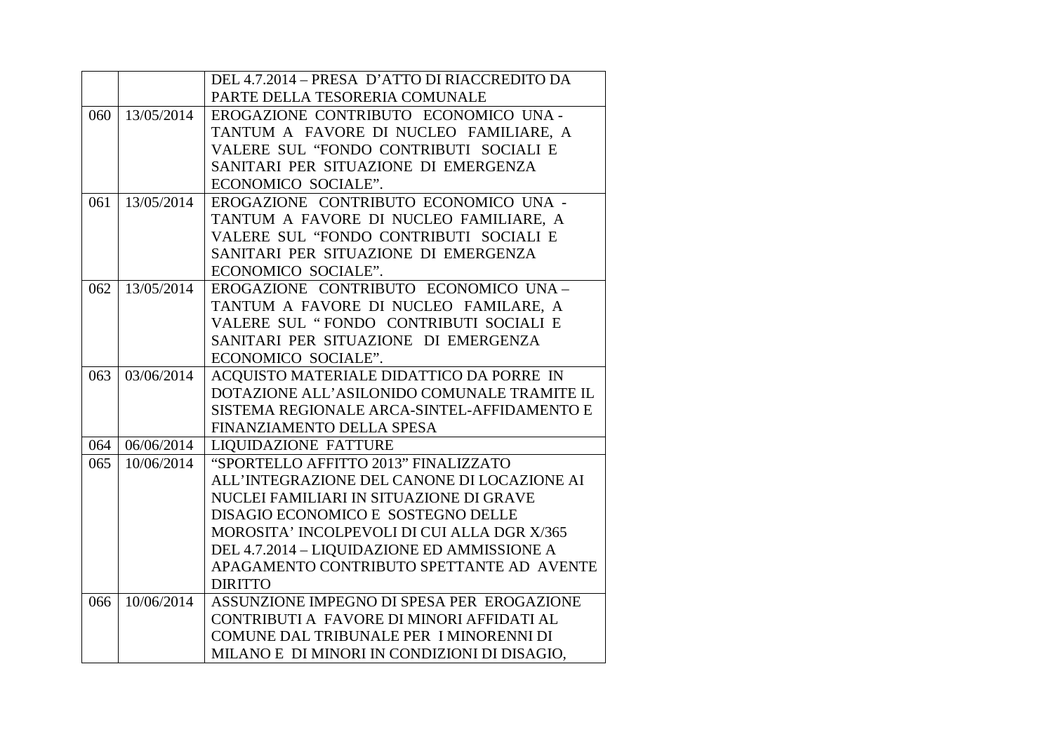| | | |
|---|---|---|
| | | DEL 4.7.2014 – PRESA D'ATTO DI RIACCREDITO DA PARTE DELLA TESORERIA COMUNALE |
| 060 | 13/05/2014 | EROGAZIONE CONTRIBUTO ECONOMICO UNA - TANTUM A FAVORE DI NUCLEO FAMILIARE, A VALERE SUL "FONDO CONTRIBUTI SOCIALI E SANITARI PER SITUAZIONE DI EMERGENZA ECONOMICO SOCIALE". |
| 061 | 13/05/2014 | EROGAZIONE CONTRIBUTO ECONOMICO UNA - TANTUM A FAVORE DI NUCLEO FAMILIARE, A VALERE SUL "FONDO CONTRIBUTI SOCIALI E SANITARI PER SITUAZIONE DI EMERGENZA ECONOMICO SOCIALE". |
| 062 | 13/05/2014 | EROGAZIONE CONTRIBUTO ECONOMICO UNA – TANTUM A FAVORE DI NUCLEO FAMILARE, A VALERE SUL " FONDO CONTRIBUTI SOCIALI E SANITARI PER SITUAZIONE DI EMERGENZA ECONOMICO SOCIALE". |
| 063 | 03/06/2014 | ACQUISTO MATERIALE DIDATTICO DA PORRE IN DOTAZIONE ALL'ASILONIDO COMUNALE TRAMITE IL SISTEMA REGIONALE ARCA-SINTEL-AFFIDAMENTO E FINANZIAMENTO DELLA SPESA |
| 064 | 06/06/2014 | LIQUIDAZIONE FATTURE |
| 065 | 10/06/2014 | "SPORTELLO AFFITTO 2013" FINALIZZATO ALL'INTEGRAZIONE DEL CANONE DI LOCAZIONE AI NUCLEI FAMILIARI IN SITUAZIONE DI GRAVE DISAGIO ECONOMICO E SOSTEGNO DELLE MOROSITA' INCOLPEVOLI DI CUI ALLA DGR X/365 DEL 4.7.2014 – LIQUIDAZIONE ED AMMISSIONE A APAGAMENTO CONTRIBUTO SPETTANTE AD AVENTE DIRITTO |
| 066 | 10/06/2014 | ASSUNZIONE IMPEGNO DI SPESA PER EROGAZIONE CONTRIBUTI A FAVORE DI MINORI AFFIDATI AL COMUNE DAL TRIBUNALE PER I MINORENNI DI MILANO E DI MINORI IN CONDIZIONI DI DISAGIO, |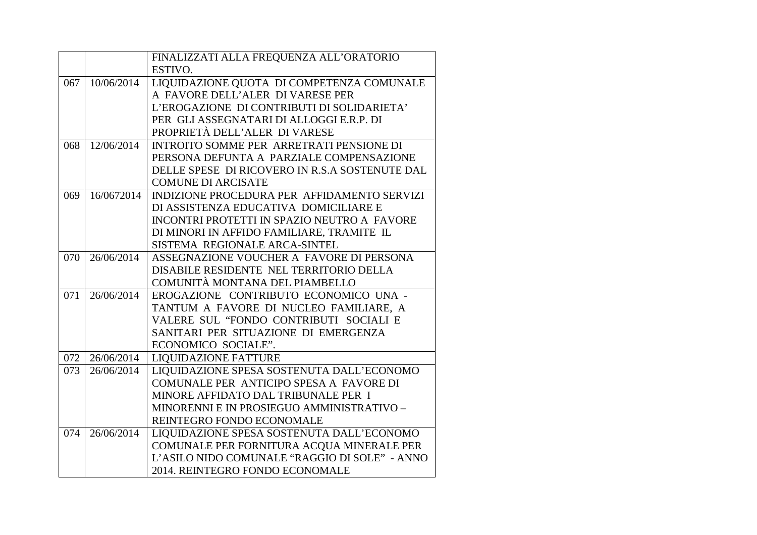| | | |
|---|---|---|
| | | FINALIZZATI ALLA FREQUENZA ALL'ORATORIO ESTIVO. |
| 067 | 10/06/2014 | LIQUIDAZIONE QUOTA DI COMPETENZA COMUNALE A FAVORE DELL'ALER DI VARESE PER L'EROGAZIONE DI CONTRIBUTI DI SOLIDARIETA' PER GLI ASSEGNATARI DI ALLOGGI E.R.P. DI PROPRIETÀ DELL'ALER DI VARESE |
| 068 | 12/06/2014 | INTROITO SOMME PER ARRETRATI PENSIONE DI PERSONA DEFUNTA A PARZIALE COMPENSAZIONE DELLE SPESE DI RICOVERO IN R.S.A SOSTENUTE DAL COMUNE DI ARCISATE |
| 069 | 16/0672014 | INDIZIONE PROCEDURA PER AFFIDAMENTO SERVIZI DI ASSISTENZA EDUCATIVA DOMICILIARE E INCONTRI PROTETTI IN SPAZIO NEUTRO A FAVORE DI MINORI IN AFFIDO FAMILIARE, TRAMITE IL SISTEMA REGIONALE ARCA-SINTEL |
| 070 | 26/06/2014 | ASSEGNAZIONE VOUCHER A FAVORE DI PERSONA DISABILE RESIDENTE NEL TERRITORIO DELLA COMUNITÀ MONTANA DEL PIAMBELLO |
| 071 | 26/06/2014 | EROGAZIONE CONTRIBUTO ECONOMICO UNA - TANTUM A FAVORE DI NUCLEO FAMILIARE, A VALERE SUL "FONDO CONTRIBUTI SOCIALI E SANITARI PER SITUAZIONE DI EMERGENZA ECONOMICO SOCIALE". |
| 072 | 26/06/2014 | LIQUIDAZIONE FATTURE |
| 073 | 26/06/2014 | LIQUIDAZIONE SPESA SOSTENUTA DALL'ECONOMO COMUNALE PER ANTICIPO SPESA A FAVORE DI MINORE AFFIDATO DAL TRIBUNALE PER I MINORENNI E IN PROSIEGUO AMMINISTRATIVO – REINTEGRO FONDO ECONOMALE |
| 074 | 26/06/2014 | LIQUIDAZIONE SPESA SOSTENUTA DALL'ECONOMO COMUNALE PER FORNITURA ACQUA MINERALE PER L'ASILO NIDO COMUNALE "RAGGIO DI SOLE" - ANNO 2014. REINTEGRO FONDO ECONOMALE |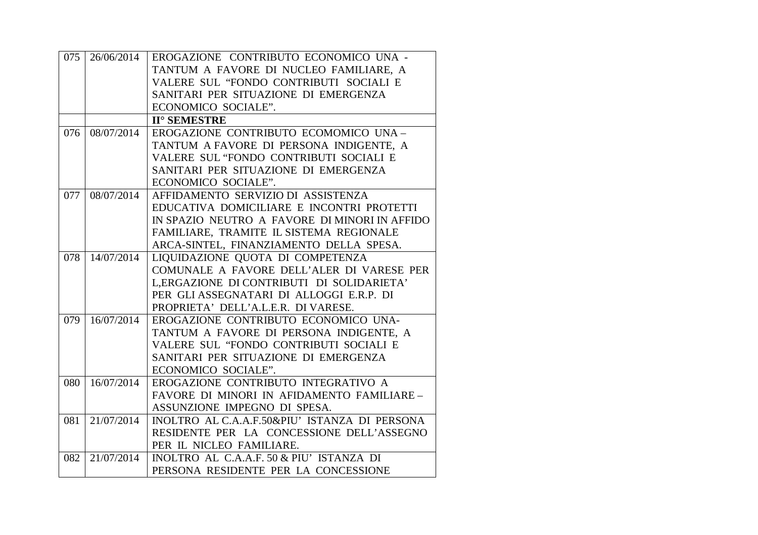| 075 | 26/06/2014 | EROGAZIONE CONTRIBUTO ECONOMICO UNA - TANTUM A FAVORE DI NUCLEO FAMILIARE, A VALERE SUL "FONDO CONTRIBUTI SOCIALI E SANITARI PER SITUAZIONE DI EMERGENZA ECONOMICO SOCIALE". |
|---|---|---|
| | | **II° SEMESTRE** |
| 076 | 08/07/2014 | EROGAZIONE CONTRIBUTO ECOMOMICO UNA – TANTUM A FAVORE DI PERSONA INDIGENTE, A VALERE SUL "FONDO CONTRIBUTI SOCIALI E SANITARI PER SITUAZIONE DI EMERGENZA ECONOMICO SOCIALE". |
| 077 | 08/07/2014 | AFFIDAMENTO SERVIZIO DI ASSISTENZA EDUCATIVA DOMICILIARE E INCONTRI PROTETTI IN SPAZIO NEUTRO A FAVORE DI MINORI IN AFFIDO FAMILIARE, TRAMITE IL SISTEMA REGIONALE ARCA-SINTEL, FINANZIAMENTO DELLA SPESA. |
| 078 | 14/07/2014 | LIQUIDAZIONE QUOTA DI COMPETENZA COMUNALE A FAVORE DELL'ALER DI VARESE PER L,ERGAZIONE DI CONTRIBUTI DI SOLIDARIETA' PER GLI ASSEGNATARI DI ALLOGGI E.R.P. DI PROPRIETA' DELL'A.L.E.R. DI VARESE. |
| 079 | 16/07/2014 | EROGAZIONE CONTRIBUTO ECONOMICO UNA-TANTUM A FAVORE DI PERSONA INDIGENTE, A VALERE SUL "FONDO CONTRIBUTI SOCIALI E SANITARI PER SITUAZIONE DI EMERGENZA ECONOMICO SOCIALE". |
| 080 | 16/07/2014 | EROGAZIONE CONTRIBUTO INTEGRATIVO A FAVORE DI MINORI IN AFIDAMENTO FAMILIARE – ASSUNZIONE IMPEGNO DI SPESA. |
| 081 | 21/07/2014 | INOLTRO AL C.A.A.F.50&PIU' ISTANZA DI PERSONA RESIDENTE PER LA CONCESSIONE DELL'ASSEGNO PER IL NICLEO FAMILIARE. |
| 082 | 21/07/2014 | INOLTRO AL C.A.A.F. 50 & PIU' ISTANZA DI PERSONA RESIDENTE PER LA CONCESSIONE |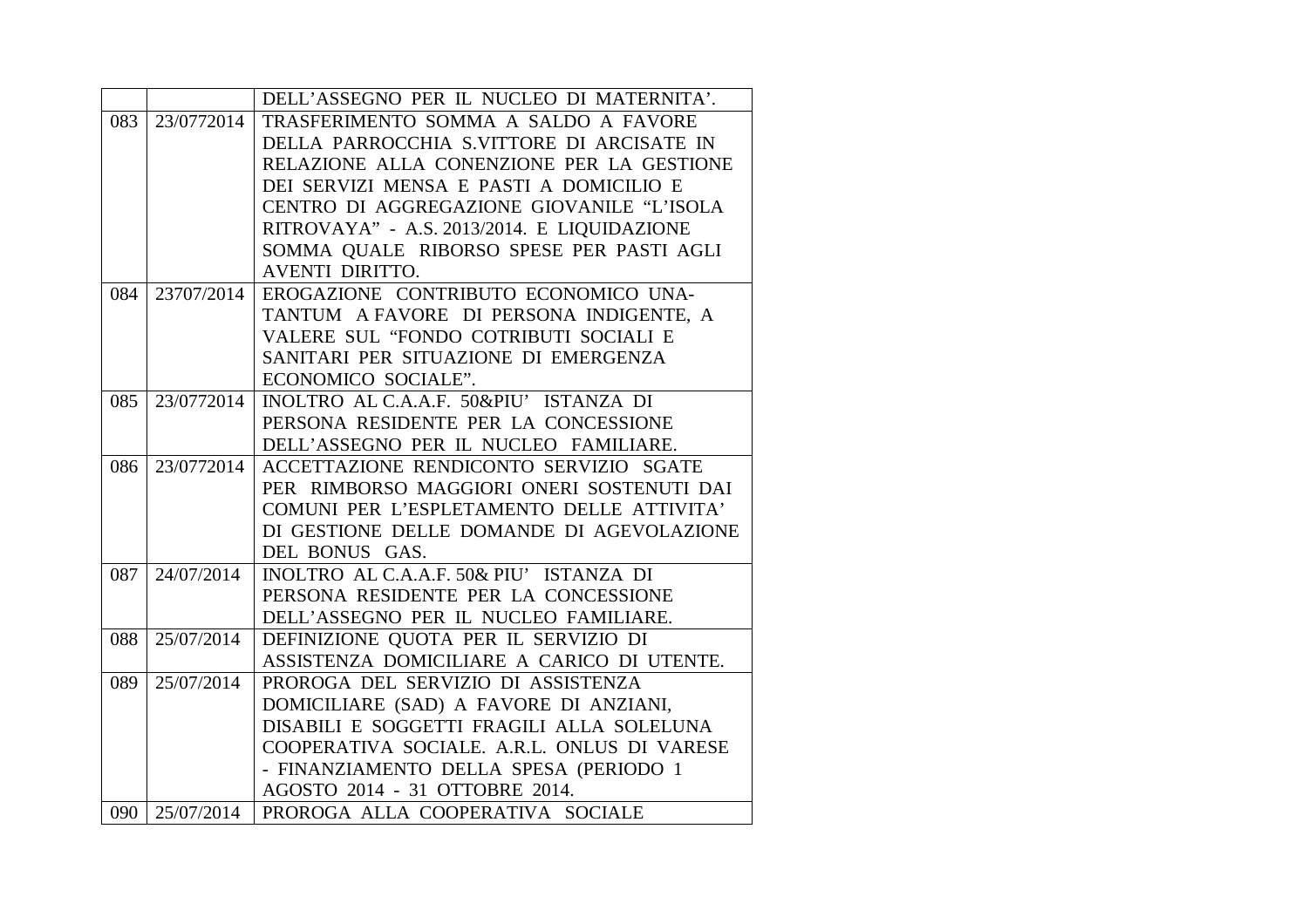| | | |
|---|---|---|
| | | DELL'ASSEGNO PER IL NUCLEO DI MATERNITA'. |
| 083 | 23/0772014 | TRASFERIMENTO SOMMA A SALDO A FAVORE DELLA PARROCCHIA S.VITTORE DI ARCISATE IN RELAZIONE ALLA CONENZIONE PER LA GESTIONE DEI SERVIZI MENSA E PASTI A DOMICILIO E CENTRO DI AGGREGAZIONE GIOVANILE "L'ISOLA RITROVAYA" - A.S. 2013/2014. E LIQUIDAZIONE SOMMA QUALE RIBORSO SPESE PER PASTI AGLI AVENTI DIRITTO. |
| 084 | 23707/2014 | EROGAZIONE CONTRIBUTO ECONOMICO UNA-TANTUM A FAVORE DI PERSONA INDIGENTE, A VALERE SUL "FONDO COTRIBUTI SOCIALI E SANITARI PER SITUAZIONE DI EMERGENZA ECONOMICO SOCIALE". |
| 085 | 23/0772014 | INOLTRO AL C.A.A.F. 50&PIU' ISTANZA DI PERSONA RESIDENTE PER LA CONCESSIONE DELL'ASSEGNO PER IL NUCLEO FAMILIARE. |
| 086 | 23/0772014 | ACCETTAZIONE RENDICONTO SERVIZIO SGATE PER RIMBORSO MAGGIORI ONERI SOSTENUTI DAI COMUNI PER L'ESPLETAMENTO DELLE ATTIVITA' DI GESTIONE DELLE DOMANDE DI AGEVOLAZIONE DEL BONUS GAS. |
| 087 | 24/07/2014 | INOLTRO AL C.A.A.F. 50& PIU' ISTANZA DI PERSONA RESIDENTE PER LA CONCESSIONE DELL'ASSEGNO PER IL NUCLEO FAMILIARE. |
| 088 | 25/07/2014 | DEFINIZIONE QUOTA PER IL SERVIZIO DI ASSISTENZA DOMICILIARE A CARICO DI UTENTE. |
| 089 | 25/07/2014 | PROROGA DEL SERVIZIO DI ASSISTENZA DOMICILIARE (SAD) A FAVORE DI ANZIANI, DISABILI E SOGGETTI FRAGILI ALLA SOLELUNA COOPERATIVA SOCIALE. A.R.L. ONLUS DI VARESE - FINANZIAMENTO DELLA SPESA (PERIODO 1 AGOSTO 2014 - 31 OTTOBRE 2014. |
| 090 | 25/07/2014 | PROROGA ALLA COOPERATIVA SOCIALE |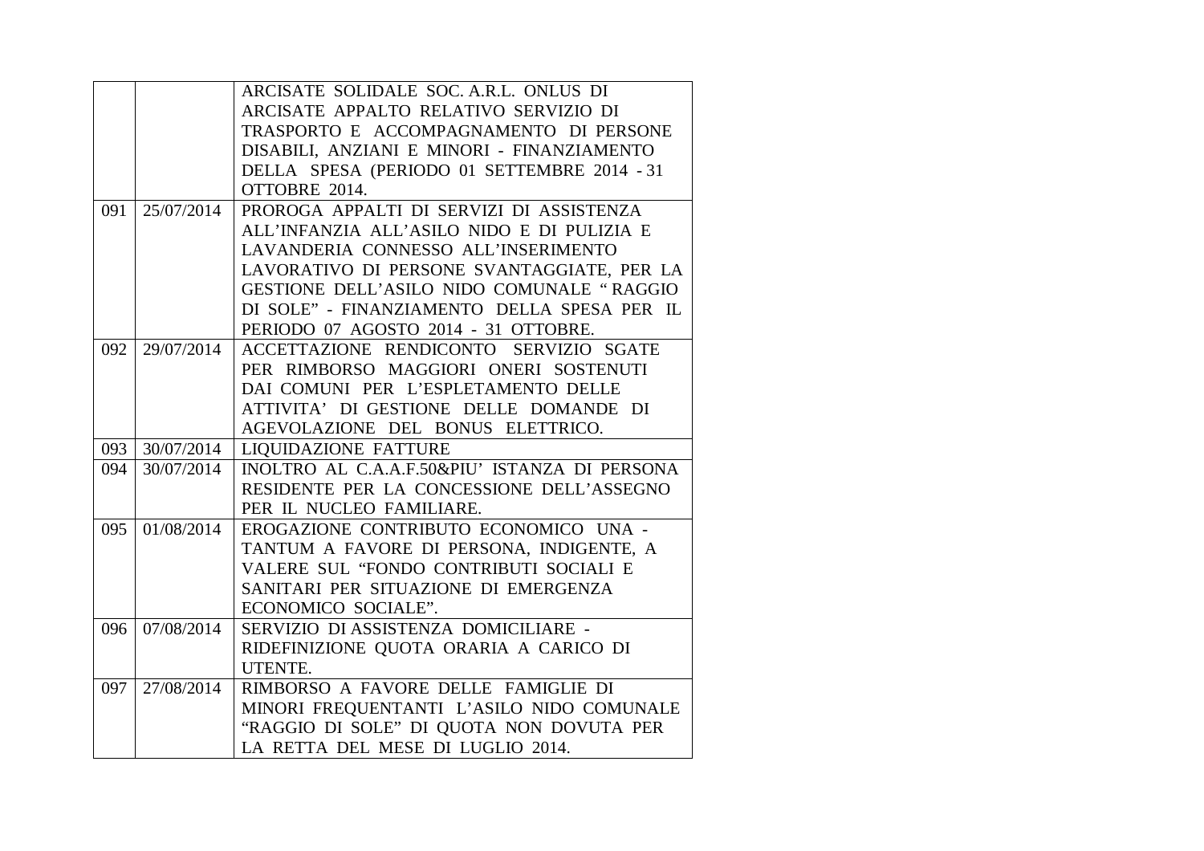| | | |
|---|---|---|
| | | ARCISATE SOLIDALE SOC. A.R.L. ONLUS DI ARCISATE APPALTO RELATIVO SERVIZIO DI TRASPORTO E ACCOMPAGNAMENTO DI PERSONE DISABILI, ANZIANI E MINORI - FINANZIAMENTO DELLA SPESA (PERIODO 01 SETTEMBRE 2014 - 31 OTTOBRE 2014. |
| 091 | 25/07/2014 | PROROGA APPALTI DI SERVIZI DI ASSISTENZA ALL'INFANZIA ALL'ASILO NIDO E DI PULIZIA E LAVANDERIA CONNESSO ALL'INSERIMENTO LAVORATIVO DI PERSONE SVANTAGGIATE, PER LA GESTIONE DELL'ASILO NIDO COMUNALE " RAGGIO DI SOLE" - FINANZIAMENTO DELLA SPESA PER IL PERIODO 07 AGOSTO 2014 - 31 OTTOBRE. |
| 092 | 29/07/2014 | ACCETTAZIONE RENDICONTO SERVIZIO SGATE PER RIMBORSO MAGGIORI ONERI SOSTENUTI DAI COMUNI PER L'ESPLETAMENTO DELLE ATTIVITA' DI GESTIONE DELLE DOMANDE DI AGEVOLAZIONE DEL BONUS ELETTRICO. |
| 093 | 30/07/2014 | LIQUIDAZIONE FATTURE |
| 094 | 30/07/2014 | INOLTRO AL C.A.A.F.50&PIU' ISTANZA DI PERSONA RESIDENTE PER LA CONCESSIONE DELL'ASSEGNO PER IL NUCLEO FAMILIARE. |
| 095 | 01/08/2014 | EROGAZIONE CONTRIBUTO ECONOMICO UNA - TANTUM A FAVORE DI PERSONA, INDIGENTE, A VALERE SUL "FONDO CONTRIBUTI SOCIALI E SANITARI PER SITUAZIONE DI EMERGENZA ECONOMICO SOCIALE". |
| 096 | 07/08/2014 | SERVIZIO DI ASSISTENZA DOMICILIARE - RIDEFINIZIONE QUOTA ORARIA A CARICO DI UTENTE. |
| 097 | 27/08/2014 | RIMBORSO A FAVORE DELLE FAMIGLIE DI MINORI FREQUENTANTI L'ASILO NIDO COMUNALE "RAGGIO DI SOLE" DI QUOTA NON DOVUTA PER LA RETTA DEL MESE DI LUGLIO 2014. |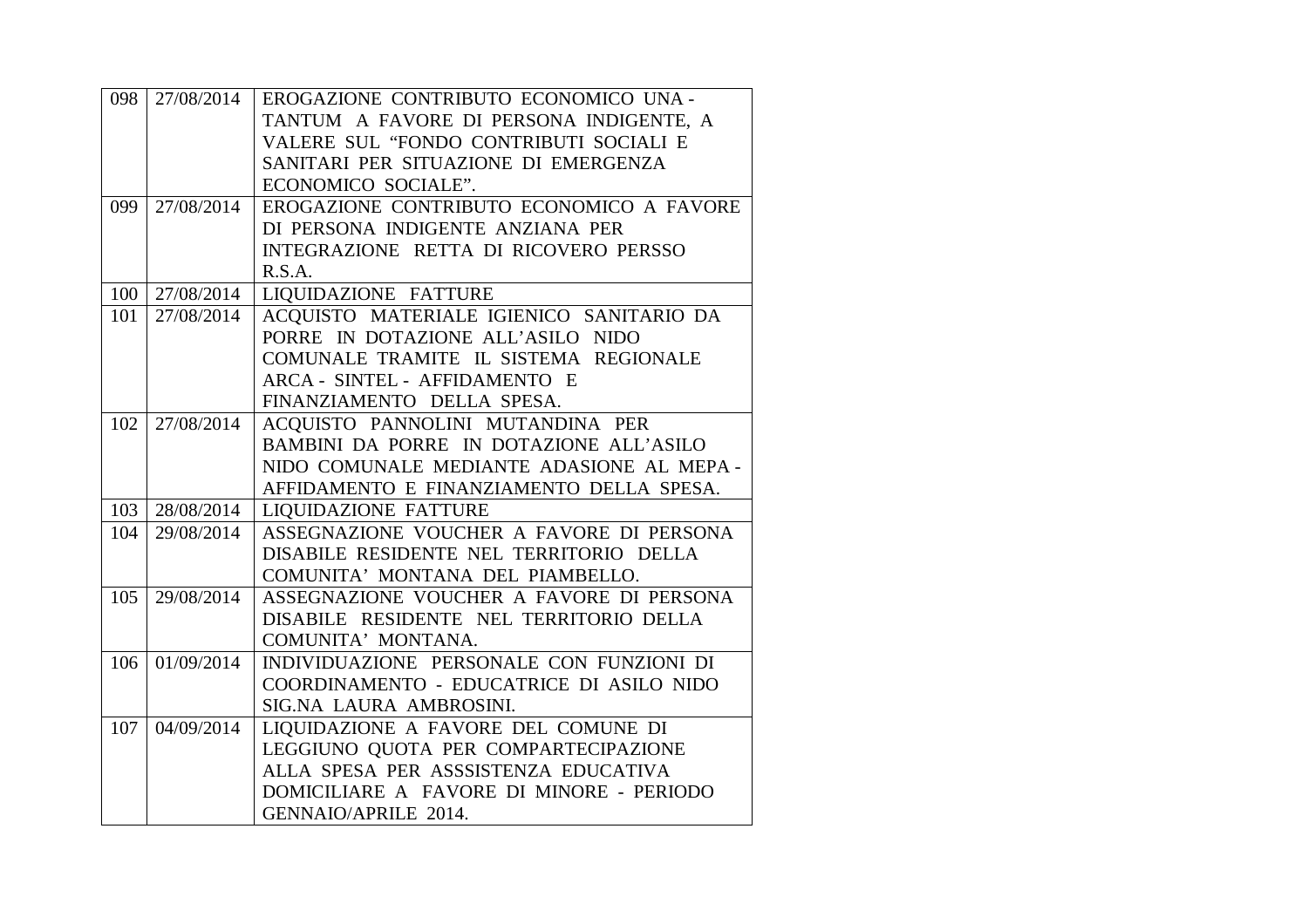| | | |
|---|---|---|
| 098 | 27/08/2014 | EROGAZIONE CONTRIBUTO ECONOMICO UNA - TANTUM A FAVORE DI PERSONA INDIGENTE, A VALERE SUL "FONDO CONTRIBUTI SOCIALI E SANITARI PER SITUAZIONE DI EMERGENZA ECONOMICO SOCIALE". |
| 099 | 27/08/2014 | EROGAZIONE CONTRIBUTO ECONOMICO A FAVORE DI PERSONA INDIGENTE ANZIANA PER INTEGRAZIONE RETTA DI RICOVERO PERSSO R.S.A. |
| 100 | 27/08/2014 | LIQUIDAZIONE FATTURE |
| 101 | 27/08/2014 | ACQUISTO MATERIALE IGIENICO SANITARIO DA PORRE IN DOTAZIONE ALL'ASILO NIDO COMUNALE TRAMITE IL SISTEMA REGIONALE ARCA - SINTEL - AFFIDAMENTO E FINANZIAMENTO DELLA SPESA. |
| 102 | 27/08/2014 | ACQUISTO PANNOLINI MUTANDINA PER BAMBINI DA PORRE IN DOTAZIONE ALL'ASILO NIDO COMUNALE MEDIANTE ADASIONE AL MEPA - AFFIDAMENTO E FINANZIAMENTO DELLA SPESA. |
| 103 | 28/08/2014 | LIQUIDAZIONE FATTURE |
| 104 | 29/08/2014 | ASSEGNAZIONE VOUCHER A FAVORE DI PERSONA DISABILE RESIDENTE NEL TERRITORIO DELLA COMUNITA' MONTANA DEL PIAMBELLO. |
| 105 | 29/08/2014 | ASSEGNAZIONE VOUCHER A FAVORE DI PERSONA DISABILE RESIDENTE NEL TERRITORIO DELLA COMUNITA' MONTANA. |
| 106 | 01/09/2014 | INDIVIDUAZIONE PERSONALE CON FUNZIONI DI COORDINAMENTO - EDUCATRICE DI ASILO NIDO SIG.NA LAURA AMBROSINI. |
| 107 | 04/09/2014 | LIQUIDAZIONE A FAVORE DEL COMUNE DI LEGGIUNO QUOTA PER COMPARTECIPAZIONE ALLA SPESA PER ASSSISTENZA EDUCATIVA DOMICILIARE A FAVORE DI MINORE - PERIODO GENNAIO/APRILE 2014. |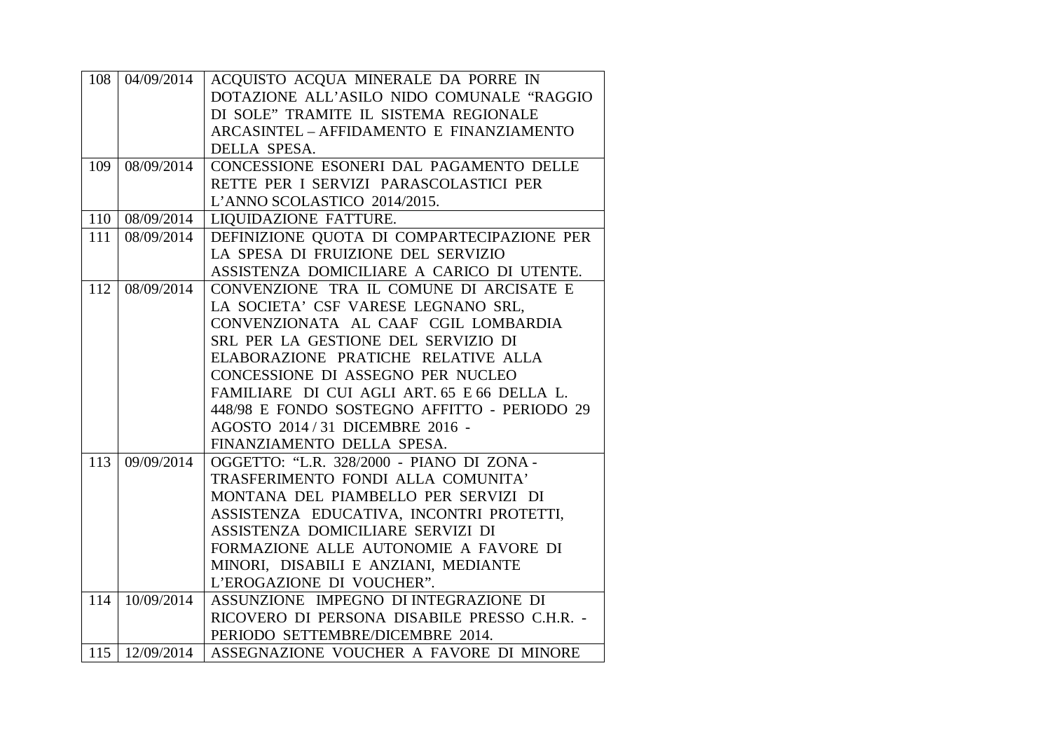| 108 | 04/09/2014 | ACQUISTO ACQUA MINERALE DA PORRE IN DOTAZIONE ALL'ASILO NIDO COMUNALE "RAGGIO DI SOLE" TRAMITE IL SISTEMA REGIONALE ARCASINTEL – AFFIDAMENTO E FINANZIAMENTO DELLA SPESA. |
|---|---|---|
| 109 | 08/09/2014 | CONCESSIONE ESONERI DAL PAGAMENTO DELLE RETTE PER I SERVIZI PARASCOLASTICI PER L'ANNO SCOLASTICO 2014/2015. |
| 110 | 08/09/2014 | LIQUIDAZIONE FATTURE. |
| 111 | 08/09/2014 | DEFINIZIONE QUOTA DI COMPARTECIPAZIONE PER LA SPESA DI FRUIZIONE DEL SERVIZIO ASSISTENZA DOMICILIARE A CARICO DI UTENTE. |
| 112 | 08/09/2014 | CONVENZIONE TRA IL COMUNE DI ARCISATE E LA SOCIETA' CSF VARESE LEGNANO SRL, CONVENZIONATA AL CAAF CGIL LOMBARDIA SRL PER LA GESTIONE DEL SERVIZIO DI ELABORAZIONE PRATICHE RELATIVE ALLA CONCESSIONE DI ASSEGNO PER NUCLEO FAMILIARE DI CUI AGLI ART. 65 E 66 DELLA L. 448/98 E FONDO SOSTEGNO AFFITTO - PERIODO 29 AGOSTO 2014 / 31 DICEMBRE 2016 - FINANZIAMENTO DELLA SPESA. |
| 113 | 09/09/2014 | OGGETTO: "L.R. 328/2000 - PIANO DI ZONA - TRASFERIMENTO FONDI ALLA COMUNITA' MONTANA DEL PIAMBELLO PER SERVIZI DI ASSISTENZA EDUCATIVA, INCONTRI PROTETTI, ASSISTENZA DOMICILIARE SERVIZI DI FORMAZIONE ALLE AUTONOMIE A FAVORE DI MINORI, DISABILI E ANZIANI, MEDIANTE L'EROGAZIONE DI VOUCHER". |
| 114 | 10/09/2014 | ASSUNZIONE IMPEGNO DI INTEGRAZIONE DI RICOVERO DI PERSONA DISABILE PRESSO C.H.R. - PERIODO SETTEMBRE/DICEMBRE 2014. |
| 115 | 12/09/2014 | ASSEGNAZIONE VOUCHER A FAVORE DI MINORE |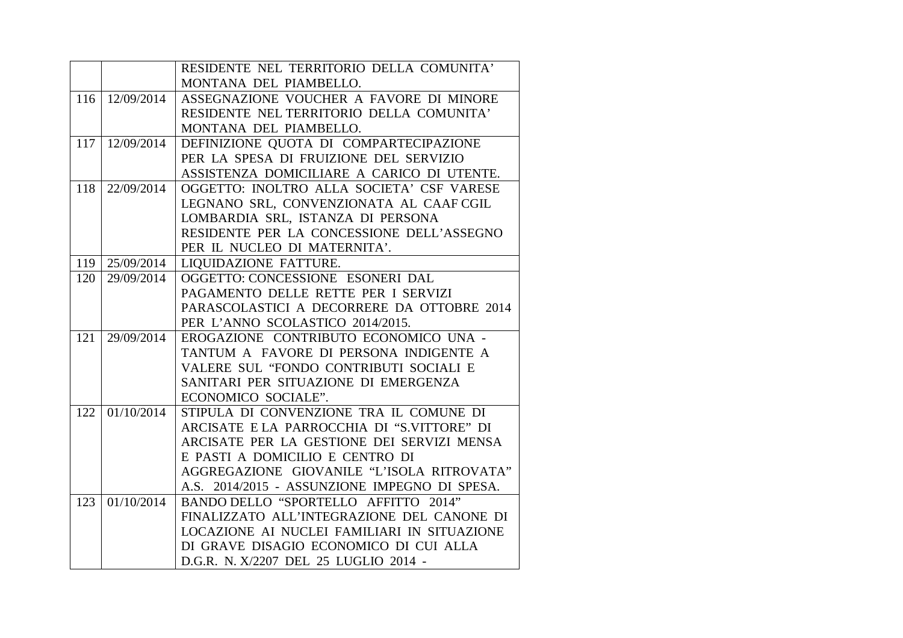| | | |
|---|---|---|
| | | RESIDENTE NEL TERRITORIO DELLA COMUNITA' MONTANA DEL PIAMBELLO. |
| 116 | 12/09/2014 | ASSEGNAZIONE VOUCHER A FAVORE DI MINORE RESIDENTE NEL TERRITORIO DELLA COMUNITA' MONTANA DEL PIAMBELLO. |
| 117 | 12/09/2014 | DEFINIZIONE QUOTA DI COMPARTECIPAZIONE PER LA SPESA DI FRUIZIONE DEL SERVIZIO ASSISTENZA DOMICILIARE A CARICO DI UTENTE. |
| 118 | 22/09/2014 | OGGETTO: INOLTRO ALLA SOCIETA' CSF VARESE LEGNANO SRL, CONVENZIONATA AL CAAF CGIL LOMBARDIA SRL, ISTANZA DI PERSONA RESIDENTE PER LA CONCESSIONE DELL'ASSEGNO PER IL NUCLEO DI MATERNITA'. |
| 119 | 25/09/2014 | LIQUIDAZIONE FATTURE. |
| 120 | 29/09/2014 | OGGETTO: CONCESSIONE ESONERI DAL PAGAMENTO DELLE RETTE PER I SERVIZI PARASCOLASTICI A DECORRERE DA OTTOBRE 2014 PER L'ANNO SCOLASTICO 2014/2015. |
| 121 | 29/09/2014 | EROGAZIONE CONTRIBUTO ECONOMICO UNA - TANTUM A FAVORE DI PERSONA INDIGENTE A VALERE SUL "FONDO CONTRIBUTI SOCIALI E SANITARI PER SITUAZIONE DI EMERGENZA ECONOMICO SOCIALE". |
| 122 | 01/10/2014 | STIPULA DI CONVENZIONE TRA IL COMUNE DI ARCISATE E LA PARROCCHIA DI "S.VITTORE" DI ARCISATE PER LA GESTIONE DEI SERVIZI MENSA E PASTI A DOMICILIO E CENTRO DI AGGREGAZIONE GIOVANILE "L'ISOLA RITROVATA" A.S. 2014/2015 - ASSUNZIONE IMPEGNO DI SPESA. |
| 123 | 01/10/2014 | BANDO DELLO "SPORTELLO AFFITTO 2014" FINALIZZATO ALL'INTEGRAZIONE DEL CANONE DI LOCAZIONE AI NUCLEI FAMILIARI IN SITUAZIONE DI GRAVE DISAGIO ECONOMICO DI CUI ALLA D.G.R. N. X/2207 DEL 25 LUGLIO 2014 - |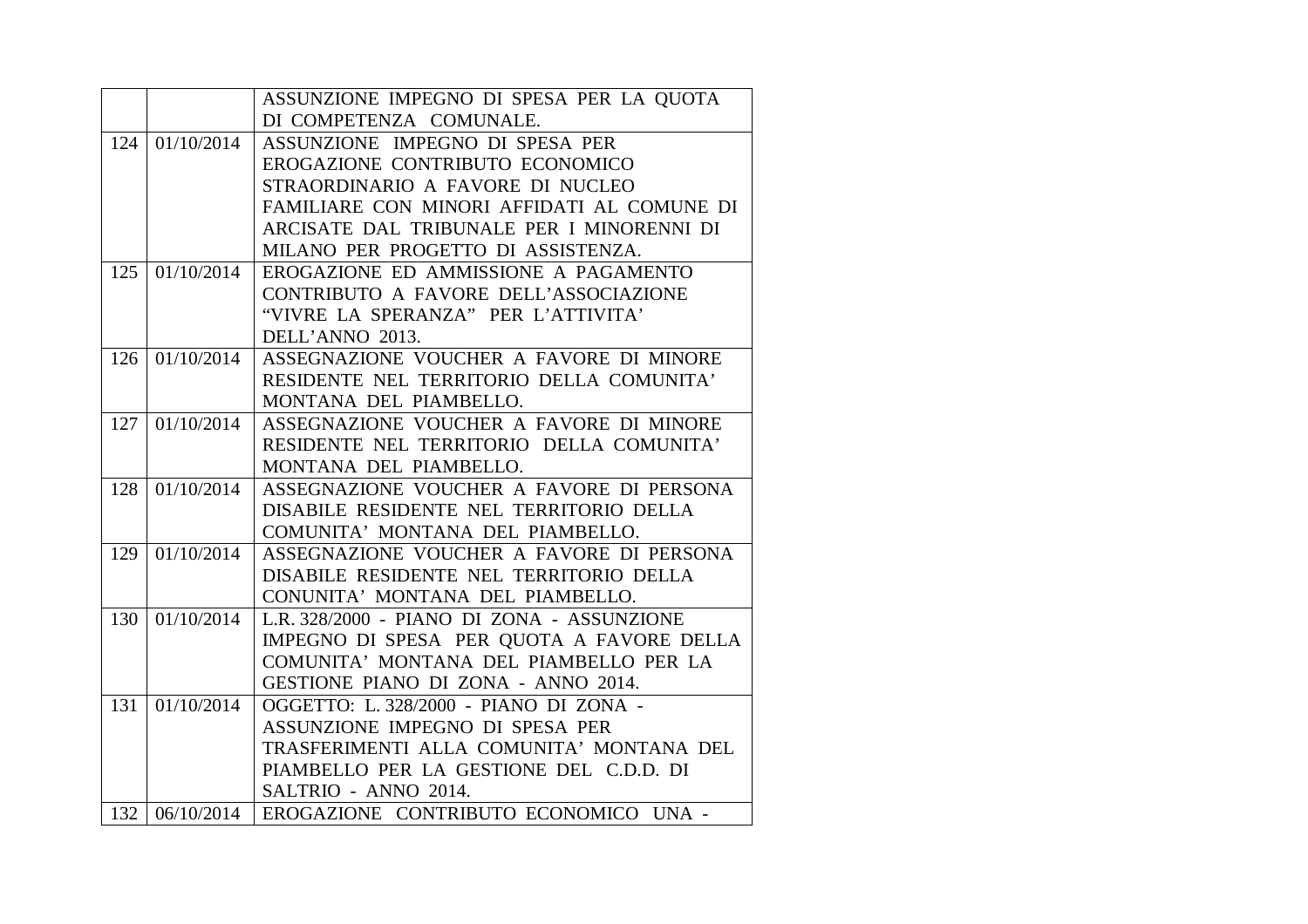| | | |
|---|---|---|
| | | ASSUNZIONE IMPEGNO DI SPESA PER LA QUOTA DI COMPETENZA COMUNALE. |
| 124 | 01/10/2014 | ASSUNZIONE IMPEGNO DI SPESA PER EROGAZIONE CONTRIBUTO ECONOMICO STRAORDINARIO A FAVORE DI NUCLEO FAMILIARE CON MINORI AFFIDATI AL COMUNE DI ARCISATE DAL TRIBUNALE PER I MINORENNI DI MILANO PER PROGETTO DI ASSISTENZA. |
| 125 | 01/10/2014 | EROGAZIONE ED AMMISSIONE A PAGAMENTO CONTRIBUTO A FAVORE DELL'ASSOCIAZIONE "VIVRE LA SPERANZA" PER L'ATTIVITA' DELL'ANNO 2013. |
| 126 | 01/10/2014 | ASSEGNAZIONE VOUCHER A FAVORE DI MINORE RESIDENTE NEL TERRITORIO DELLA COMUNITA' MONTANA DEL PIAMBELLO. |
| 127 | 01/10/2014 | ASSEGNAZIONE VOUCHER A FAVORE DI MINORE RESIDENTE NEL TERRITORIO DELLA COMUNITA' MONTANA DEL PIAMBELLO. |
| 128 | 01/10/2014 | ASSEGNAZIONE VOUCHER A FAVORE DI PERSONA DISABILE RESIDENTE NEL TERRITORIO DELLA COMUNITA' MONTANA DEL PIAMBELLO. |
| 129 | 01/10/2014 | ASSEGNAZIONE VOUCHER A FAVORE DI PERSONA DISABILE RESIDENTE NEL TERRITORIO DELLA CONUNITA' MONTANA DEL PIAMBELLO. |
| 130 | 01/10/2014 | L.R. 328/2000 - PIANO DI ZONA - ASSUNZIONE IMPEGNO DI SPESA PER QUOTA A FAVORE DELLA COMUNITA' MONTANA DEL PIAMBELLO PER LA GESTIONE PIANO DI ZONA - ANNO 2014. |
| 131 | 01/10/2014 | OGGETTO: L. 328/2000 - PIANO DI ZONA - ASSUNZIONE IMPEGNO DI SPESA PER TRASFERIMENTI ALLA COMUNITA' MONTANA DEL PIAMBELLO PER LA GESTIONE DEL C.D.D. DI SALTRIO - ANNO 2014. |
| 132 | 06/10/2014 | EROGAZIONE CONTRIBUTO ECONOMICO UNA - |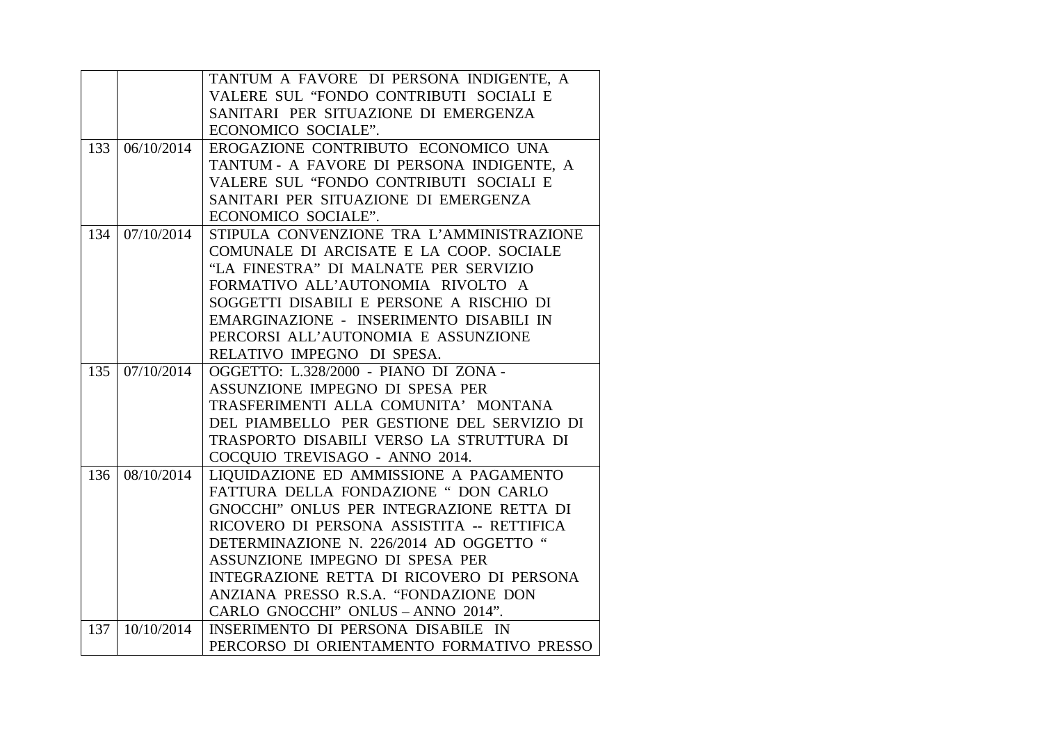| | | |
|---|---|---|
| | | TANTUM A FAVORE DI PERSONA INDIGENTE, A VALERE SUL "FONDO CONTRIBUTI SOCIALI E SANITARI PER SITUAZIONE DI EMERGENZA ECONOMICO SOCIALE". |
| 133 | 06/10/2014 | EROGAZIONE CONTRIBUTO ECONOMICO UNA TANTUM - A FAVORE DI PERSONA INDIGENTE, A VALERE SUL "FONDO CONTRIBUTI SOCIALI E SANITARI PER SITUAZIONE DI EMERGENZA ECONOMICO SOCIALE". |
| 134 | 07/10/2014 | STIPULA CONVENZIONE TRA L'AMMINISTRAZIONE COMUNALE DI ARCISATE E LA COOP. SOCIALE "LA FINESTRA" DI MALNATE PER SERVIZIO FORMATIVO ALL'AUTONOMIA RIVOLTO A SOGGETTI DISABILI E PERSONE A RISCHIO DI EMARGINAZIONE - INSERIMENTO DISABILI IN PERCORSI ALL'AUTONOMIA E ASSUNZIONE RELATIVO IMPEGNO DI SPESA. |
| 135 | 07/10/2014 | OGGETTO: L.328/2000 - PIANO DI ZONA - ASSUNZIONE IMPEGNO DI SPESA PER TRASFERIMENTI ALLA COMUNITA' MONTANA DEL PIAMBELLO PER GESTIONE DEL SERVIZIO DI TRASPORTO DISABILI VERSO LA STRUTTURA DI COCQUIO TREVISAGO - ANNO 2014. |
| 136 | 08/10/2014 | LIQUIDAZIONE ED AMMISSIONE A PAGAMENTO FATTURA DELLA FONDAZIONE " DON CARLO GNOCCHI" ONLUS PER INTEGRAZIONE RETTA DI RICOVERO DI PERSONA ASSISTITA -- RETTIFICA DETERMINAZIONE N. 226/2014 AD OGGETTO " ASSUNZIONE IMPEGNO DI SPESA PER INTEGRAZIONE RETTA DI RICOVERO DI PERSONA ANZIANA PRESSO R.S.A. "FONDAZIONE DON CARLO GNOCCHI" ONLUS – ANNO 2014". |
| 137 | 10/10/2014 | INSERIMENTO DI PERSONA DISABILE IN PERCORSO DI ORIENTAMENTO FORMATIVO PRESSO |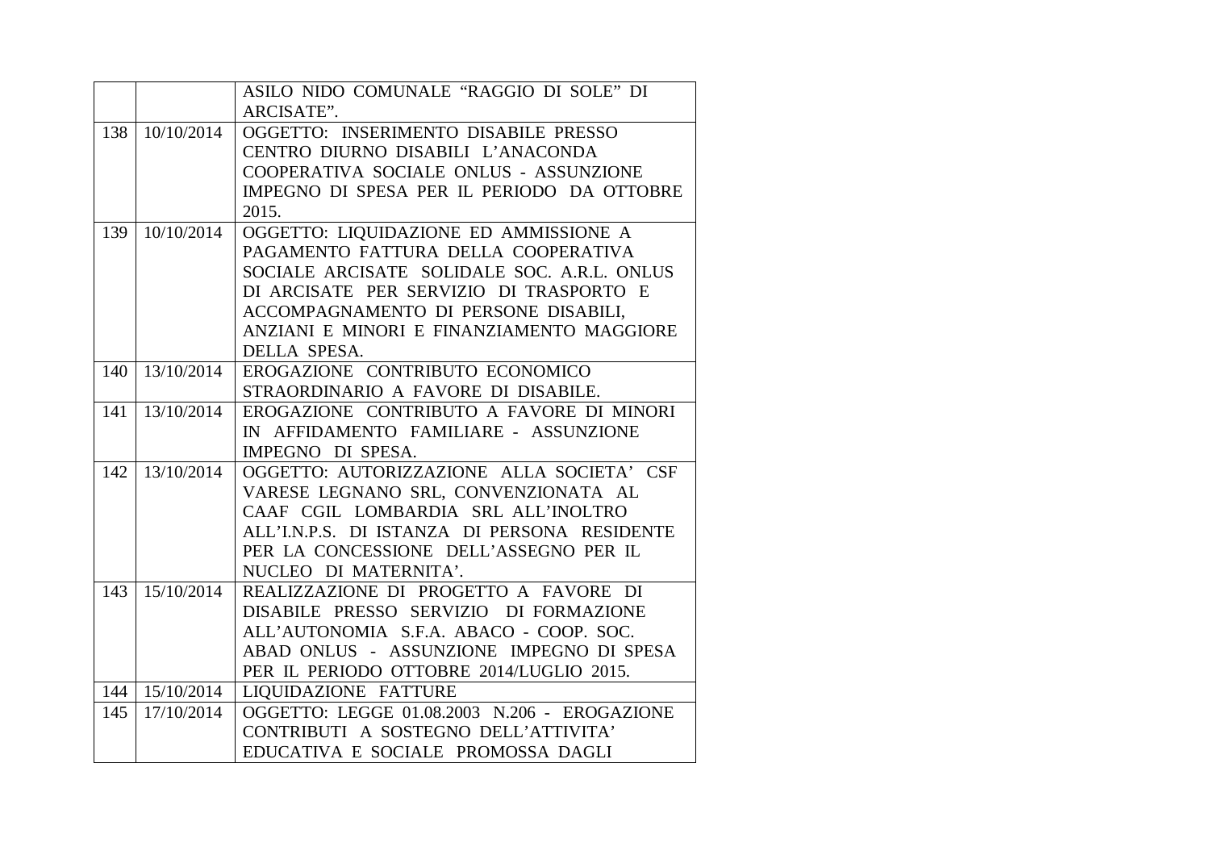|  |  |  |
|---|---|---|
|  |  | ASILO NIDO COMUNALE "RAGGIO DI SOLE" DI ARCISATE". |
| 138 | 10/10/2014 | OGGETTO: INSERIMENTO DISABILE PRESSO CENTRO DIURNO DISABILI L'ANACONDA COOPERATIVA SOCIALE ONLUS - ASSUNZIONE IMPEGNO DI SPESA PER IL PERIODO DA OTTOBRE 2015. |
| 139 | 10/10/2014 | OGGETTO: LIQUIDAZIONE ED AMMISSIONE A PAGAMENTO FATTURA DELLA COOPERATIVA SOCIALE ARCISATE SOLIDALE SOC. A.R.L. ONLUS DI ARCISATE PER SERVIZIO DI TRASPORTO E ACCOMPAGNAMENTO DI PERSONE DISABILI, ANZIANI E MINORI E FINANZIAMENTO MAGGIORE DELLA SPESA. |
| 140 | 13/10/2014 | EROGAZIONE CONTRIBUTO ECONOMICO STRAORDINARIO A FAVORE DI DISABILE. |
| 141 | 13/10/2014 | EROGAZIONE CONTRIBUTO A FAVORE DI MINORI IN AFFIDAMENTO FAMILIARE - ASSUNZIONE IMPEGNO DI SPESA. |
| 142 | 13/10/2014 | OGGETTO: AUTORIZZAZIONE ALLA SOCIETA' CSF VARESE LEGNANO SRL, CONVENZIONATA AL CAAF CGIL LOMBARDIA SRL ALL'INOLTRO ALL'I.N.P.S. DI ISTANZA DI PERSONA RESIDENTE PER LA CONCESSIONE DELL'ASSEGNO PER IL NUCLEO DI MATERNITA'. |
| 143 | 15/10/2014 | REALIZZAZIONE DI PROGETTO A FAVORE DI DISABILE PRESSO SERVIZIO DI FORMAZIONE ALL'AUTONOMIA S.F.A. ABACO - COOP. SOC. ABAD ONLUS - ASSUNZIONE IMPEGNO DI SPESA PER IL PERIODO OTTOBRE 2014/LUGLIO 2015. |
| 144 | 15/10/2014 | LIQUIDAZIONE FATTURE |
| 145 | 17/10/2014 | OGGETTO: LEGGE 01.08.2003 N.206 - EROGAZIONE CONTRIBUTI A SOSTEGNO DELL'ATTIVITA' EDUCATIVA E SOCIALE PROMOSSA DAGLI |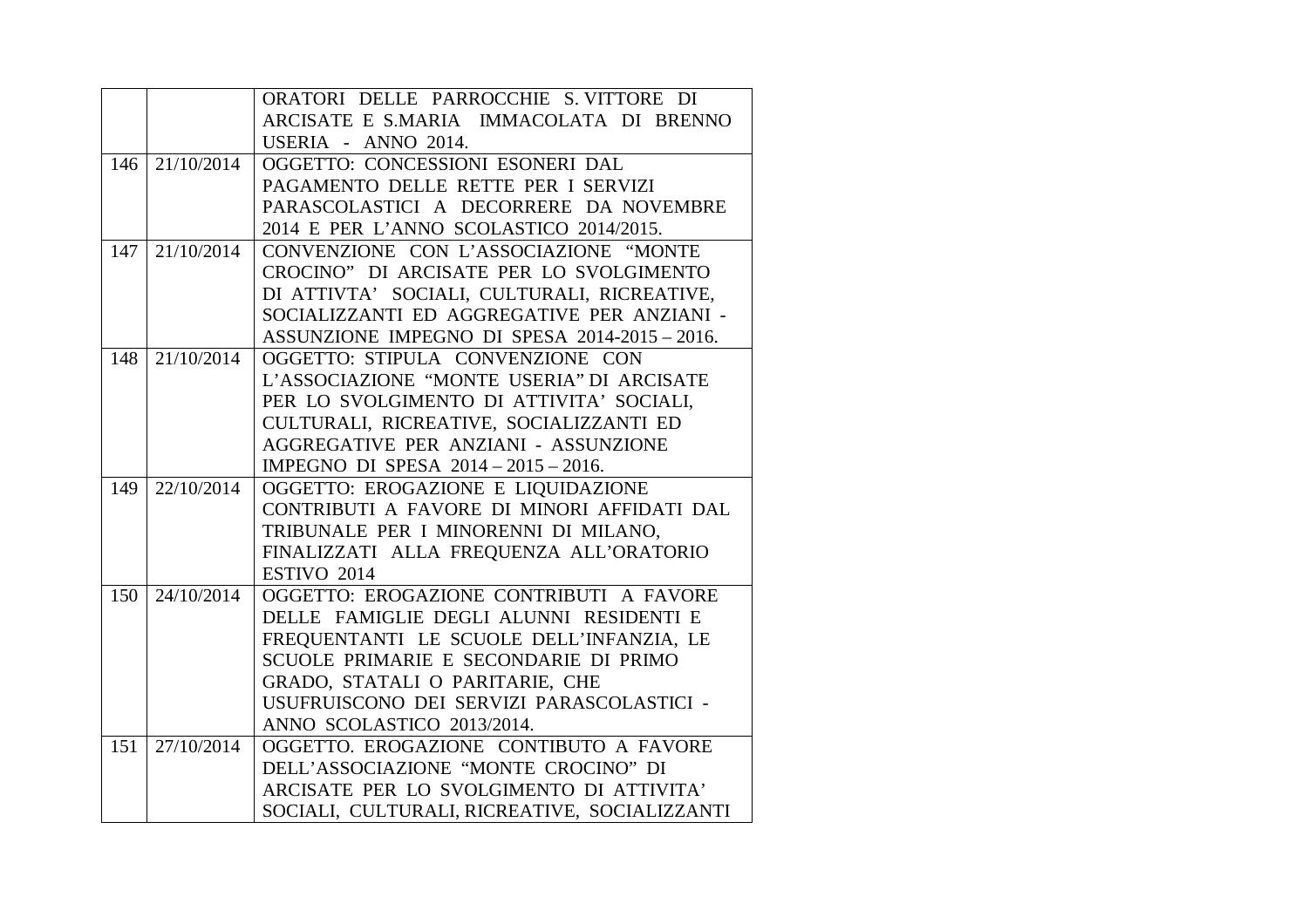| | | |
|---|---|---|
| | | ORATORI DELLE PARROCCHIE S. VITTORE DI ARCISATE E S.MARIA IMMACOLATA DI BRENNO USERIA - ANNO 2014. |
| 146 | 21/10/2014 | OGGETTO: CONCESSIONI ESONERI DAL PAGAMENTO DELLE RETTE PER I SERVIZI PARASCOLASTICI A DECORRERE DA NOVEMBRE 2014 E PER L'ANNO SCOLASTICO 2014/2015. |
| 147 | 21/10/2014 | CONVENZIONE CON L'ASSOCIAZIONE "MONTE CROCINO" DI ARCISATE PER LO SVOLGIMENTO DI ATTIVTA' SOCIALI, CULTURALI, RICREATIVE, SOCIALIZZANTI ED AGGREGATIVE PER ANZIANI - ASSUNZIONE IMPEGNO DI SPESA 2014-2015 – 2016. |
| 148 | 21/10/2014 | OGGETTO: STIPULA CONVENZIONE CON L'ASSOCIAZIONE "MONTE USERIA" DI ARCISATE PER LO SVOLGIMENTO DI ATTIVITA' SOCIALI, CULTURALI, RICREATIVE, SOCIALIZZANTI ED AGGREGATIVE PER ANZIANI - ASSUNZIONE IMPEGNO DI SPESA 2014 – 2015 – 2016. |
| 149 | 22/10/2014 | OGGETTO: EROGAZIONE E LIQUIDAZIONE CONTRIBUTI A FAVORE DI MINORI AFFIDATI DAL TRIBUNALE PER I MINORENNI DI MILANO, FINALIZZATI ALLA FREQUENZA ALL'ORATORIO ESTIVO 2014 |
| 150 | 24/10/2014 | OGGETTO: EROGAZIONE CONTRIBUTI A FAVORE DELLE FAMIGLIE DEGLI ALUNNI RESIDENTI E FREQUENTANTI LE SCUOLE DELL'INFANZIA, LE SCUOLE PRIMARIE E SECONDARIE DI PRIMO GRADO, STATALI O PARITARIE, CHE USUFRUISCONO DEI SERVIZI PARASCOLASTICI - ANNO SCOLASTICO 2013/2014. |
| 151 | 27/10/2014 | OGGETTO. EROGAZIONE CONTIBUTO A FAVORE DELL'ASSOCIAZIONE "MONTE CROCINO" DI ARCISATE PER LO SVOLGIMENTO DI ATTIVITA' SOCIALI, CULTURALI, RICREATIVE, SOCIALIZZANTI |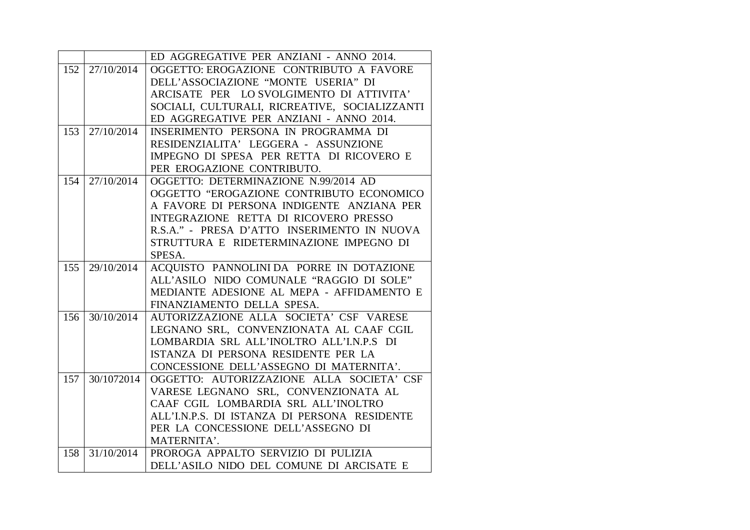| | | |
|---|---|---|
| | | ED AGGREGATIVE PER ANZIANI - ANNO 2014. |
| 152 | 27/10/2014 | OGGETTO: EROGAZIONE CONTRIBUTO A FAVORE DELL'ASSOCIAZIONE "MONTE USERIA" DI ARCISATE PER LO SVOLGIMENTO DI ATTIVITA' SOCIALI, CULTURALI, RICREATIVE, SOCIALIZZANTI ED AGGREGATIVE PER ANZIANI - ANNO 2014. |
| 153 | 27/10/2014 | INSERIMENTO PERSONA IN PROGRAMMA DI RESIDENZIALITA' LEGGERA - ASSUNZIONE IMPEGNO DI SPESA PER RETTA DI RICOVERO E PER EROGAZIONE CONTRIBUTO. |
| 154 | 27/10/2014 | OGGETTO: DETERMINAZIONE N.99/2014 AD OGGETTO "EROGAZIONE CONTRIBUTO ECONOMICO A FAVORE DI PERSONA INDIGENTE ANZIANA PER INTEGRAZIONE RETTA DI RICOVERO PRESSO R.S.A." - PRESA D'ATTO INSERIMENTO IN NUOVA STRUTTURA E RIDETERMINAZIONE IMPEGNO DI SPESA. |
| 155 | 29/10/2014 | ACQUISTO PANNOLINI DA PORRE IN DOTAZIONE ALL'ASILO NIDO COMUNALE "RAGGIO DI SOLE" MEDIANTE ADESIONE AL MEPA - AFFIDAMENTO E FINANZIAMENTO DELLA SPESA. |
| 156 | 30/10/2014 | AUTORIZZAZIONE ALLA SOCIETA' CSF VARESE LEGNANO SRL, CONVENZIONATA AL CAAF CGIL LOMBARDIA SRL ALL'INOLTRO ALL'I.N.P.S DI ISTANZA DI PERSONA RESIDENTE PER LA CONCESSIONE DELL'ASSEGNO DI MATERNITA'. |
| 157 | 30/1072014 | OGGETTO: AUTORIZZAZIONE ALLA SOCIETA' CSF VARESE LEGNANO SRL, CONVENZIONATA AL CAAF CGIL LOMBARDIA SRL ALL'INOLTRO ALL'I.N.P.S. DI ISTANZA DI PERSONA RESIDENTE PER LA CONCESSIONE DELL'ASSEGNO DI MATERNITA'. |
| 158 | 31/10/2014 | PROROGA APPALTO SERVIZIO DI PULIZIA DELL'ASILO NIDO DEL COMUNE DI ARCISATE E |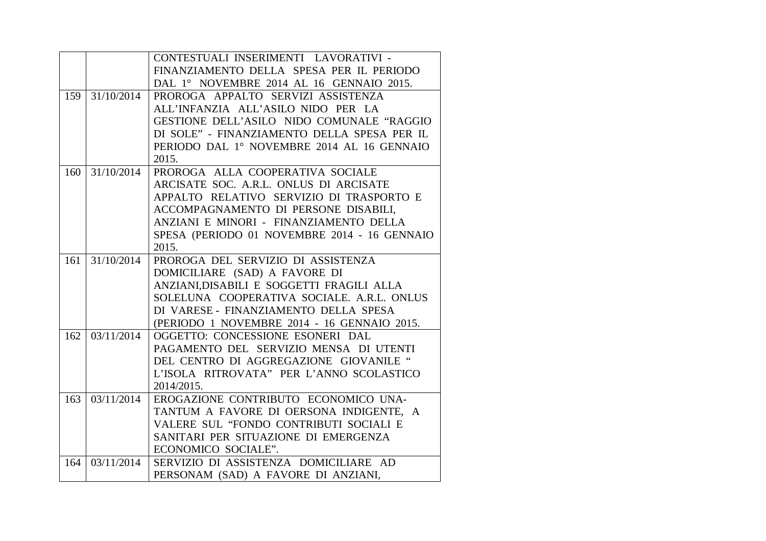| | | |
|---|---|---|
| | | CONTESTUALI INSERIMENTI LAVORATIVI - FINANZIAMENTO DELLA SPESA PER IL PERIODO DAL 1° NOVEMBRE 2014 AL 16 GENNAIO 2015. |
| 159 | 31/10/2014 | PROROGA APPALTO SERVIZI ASSISTENZA ALL'INFANZIA ALL'ASILO NIDO PER LA GESTIONE DELL'ASILO NIDO COMUNALE "RAGGIO DI SOLE" - FINANZIAMENTO DELLA SPESA PER IL PERIODO DAL 1° NOVEMBRE 2014 AL 16 GENNAIO 2015. |
| 160 | 31/10/2014 | PROROGA ALLA COOPERATIVA SOCIALE ARCISATE SOC. A.R.L. ONLUS DI ARCISATE APPALTO RELATIVO SERVIZIO DI TRASPORTO E ACCOMPAGNAMENTO DI PERSONE DISABILI, ANZIANI E MINORI - FINANZIAMENTO DELLA SPESA (PERIODO 01 NOVEMBRE 2014 - 16 GENNAIO 2015. |
| 161 | 31/10/2014 | PROROGA DEL SERVIZIO DI ASSISTENZA DOMICILIARE (SAD) A FAVORE DI ANZIANI,DISABILI E SOGGETTI FRAGILI ALLA SOLELUNA COOPERATIVA SOCIALE. A.R.L. ONLUS DI VARESE - FINANZIAMENTO DELLA SPESA (PERIODO 1 NOVEMBRE 2014 - 16 GENNAIO 2015. |
| 162 | 03/11/2014 | OGGETTO: CONCESSIONE ESONERI DAL PAGAMENTO DEL SERVIZIO MENSA DI UTENTI DEL CENTRO DI AGGREGAZIONE GIOVANILE " L'ISOLA RITROVATA" PER L'ANNO SCOLASTICO 2014/2015. |
| 163 | 03/11/2014 | EROGAZIONE CONTRIBUTO ECONOMICO UNA-TANTUM A FAVORE DI OERSONA INDIGENTE, A VALERE SUL "FONDO CONTRIBUTI SOCIALI E SANITARI PER SITUAZIONE DI EMERGENZA ECONOMICO SOCIALE". |
| 164 | 03/11/2014 | SERVIZIO DI ASSISTENZA DOMICILIARE AD PERSONAM (SAD) A FAVORE DI ANZIANI, |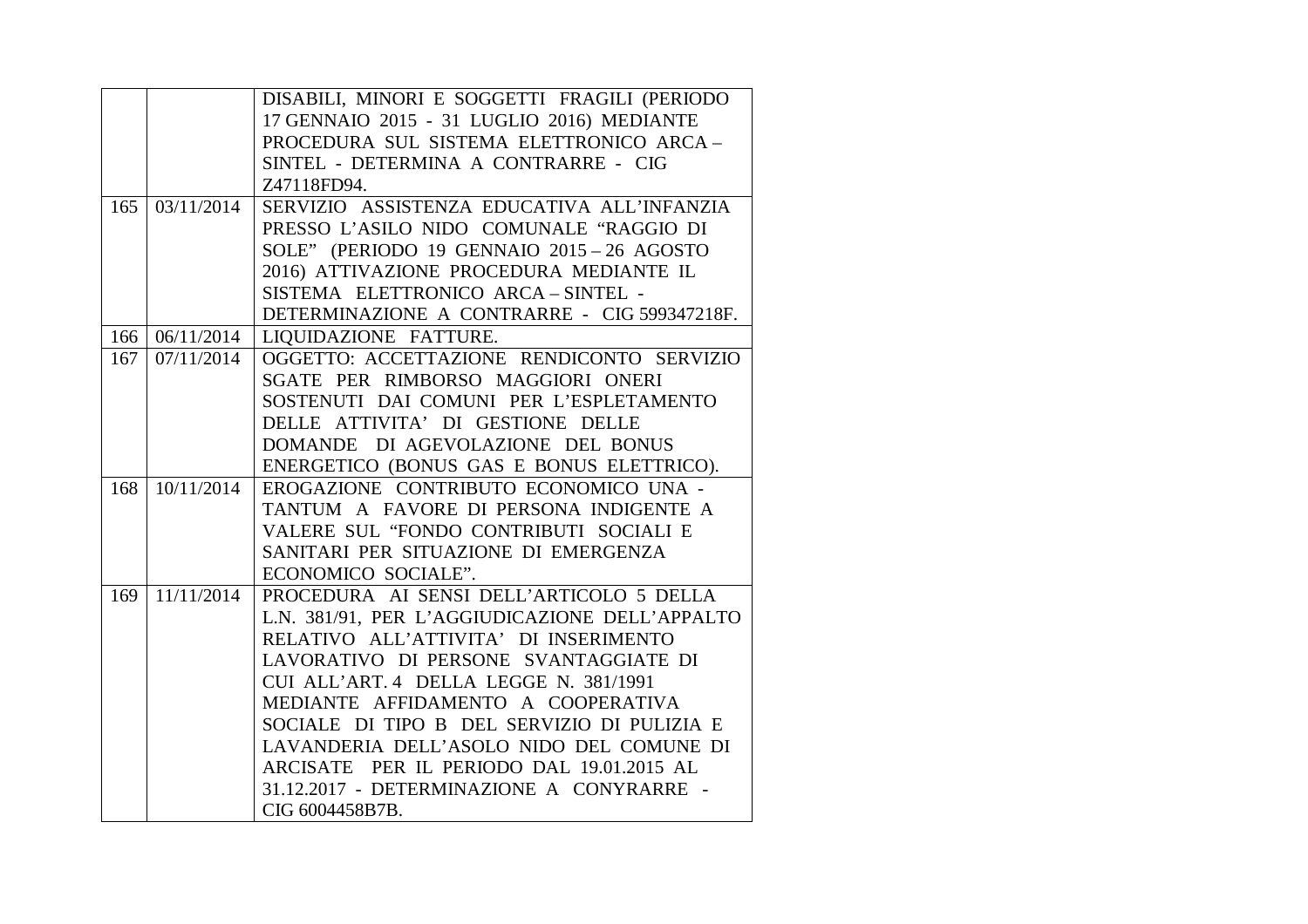| | | |
|---|---|---|
| | | DISABILI, MINORI E SOGGETTI FRAGILI (PERIODO 17 GENNAIO 2015 - 31 LUGLIO 2016) MEDIANTE PROCEDURA SUL SISTEMA ELETTRONICO ARCA – SINTEL - DETERMINA A CONTRARRE - CIG Z47118FD94. |
| 165 | 03/11/2014 | SERVIZIO ASSISTENZA EDUCATIVA ALL'INFANZIA PRESSO L'ASILO NIDO COMUNALE "RAGGIO DI SOLE" (PERIODO 19 GENNAIO 2015 – 26 AGOSTO 2016) ATTIVAZIONE PROCEDURA MEDIANTE IL SISTEMA ELETTRONICO ARCA – SINTEL - DETERMINAZIONE A CONTRARRE - CIG 599347218F. |
| 166 | 06/11/2014 | LIQUIDAZIONE FATTURE. |
| 167 | 07/11/2014 | OGGETTO: ACCETTAZIONE RENDICONTO SERVIZIO SGATE PER RIMBORSO MAGGIORI ONERI SOSTENUTI DAI COMUNI PER L'ESPLETAMENTO DELLE ATTIVITA' DI GESTIONE DELLE DOMANDE DI AGEVOLAZIONE DEL BONUS ENERGETICO (BONUS GAS E BONUS ELETTRICO). |
| 168 | 10/11/2014 | EROGAZIONE CONTRIBUTO ECONOMICO UNA - TANTUM A FAVORE DI PERSONA INDIGENTE A VALERE SUL "FONDO CONTRIBUTI SOCIALI E SANITARI PER SITUAZIONE DI EMERGENZA ECONOMICO SOCIALE". |
| 169 | 11/11/2014 | PROCEDURA AI SENSI DELL'ARTICOLO 5 DELLA L.N. 381/91, PER L'AGGIUDICAZIONE DELL'APPALTO RELATIVO ALL'ATTIVITA' DI INSERIMENTO LAVORATIVO DI PERSONE SVANTAGGIATE DI CUI ALL'ART. 4 DELLA LEGGE N. 381/1991 MEDIANTE AFFIDAMENTO A COOPERATIVA SOCIALE DI TIPO B DEL SERVIZIO DI PULIZIA E LAVANDERIA DELL'ASOLO NIDO DEL COMUNE DI ARCISATE PER IL PERIODO DAL 19.01.2015 AL 31.12.2017 - DETERMINAZIONE A CONYRARRE - CIG 6004458B7B. |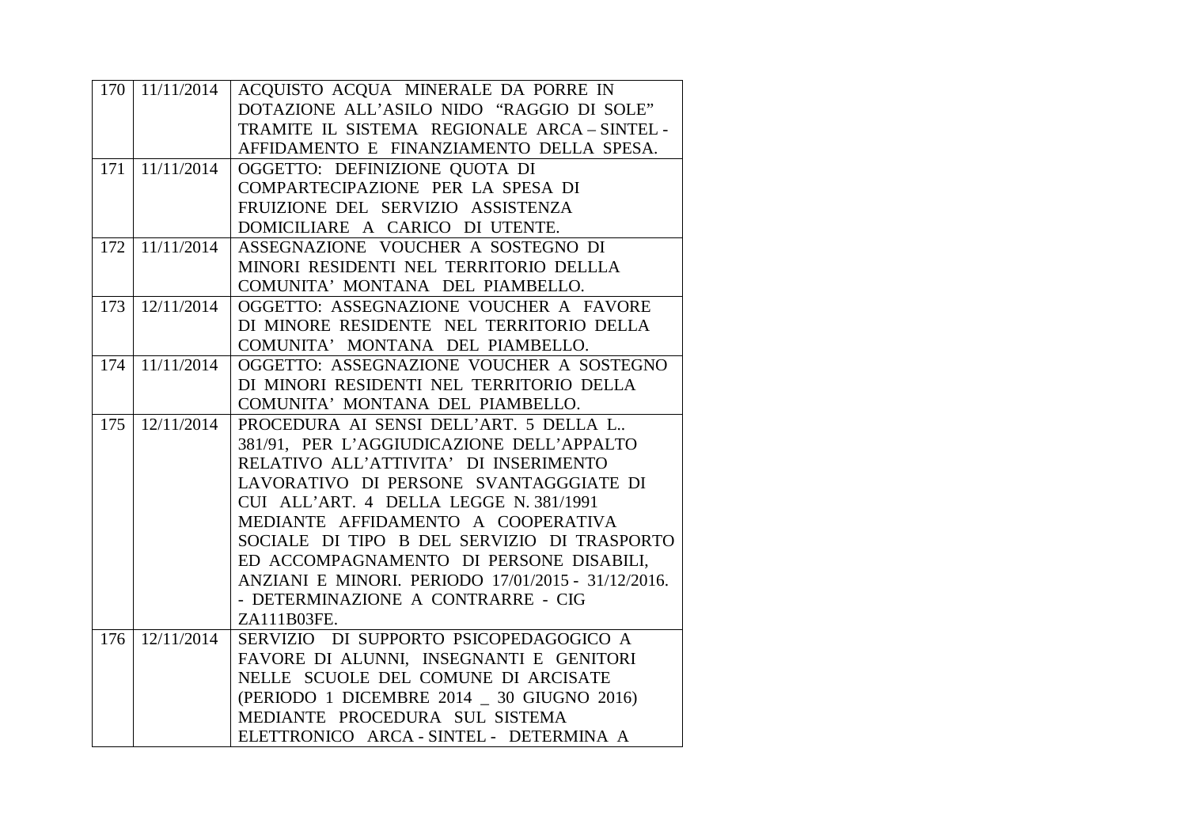| 170 | 11/11/2014 | ACQUISTO ACQUA MINERALE DA PORRE IN DOTAZIONE ALL'ASILO NIDO "RAGGIO DI SOLE" TRAMITE IL SISTEMA REGIONALE ARCA – SINTEL - AFFIDAMENTO E FINANZIAMENTO DELLA SPESA. |
|---|---|---|
| 171 | 11/11/2014 | OGGETTO: DEFINIZIONE QUOTA DI COMPARTECIPAZIONE PER LA SPESA DI FRUIZIONE DEL SERVIZIO ASSISTENZA DOMICILIARE A CARICO DI UTENTE. |
| 172 | 11/11/2014 | ASSEGNAZIONE VOUCHER A SOSTEGNO DI MINORI RESIDENTI NEL TERRITORIO DELLLA COMUNITA' MONTANA DEL PIAMBELLO. |
| 173 | 12/11/2014 | OGGETTO: ASSEGNAZIONE VOUCHER A FAVORE DI MINORE RESIDENTE NEL TERRITORIO DELLA COMUNITA' MONTANA DEL PIAMBELLO. |
| 174 | 11/11/2014 | OGGETTO: ASSEGNAZIONE VOUCHER A SOSTEGNO DI MINORI RESIDENTI NEL TERRITORIO DELLA COMUNITA' MONTANA DEL PIAMBELLO. |
| 175 | 12/11/2014 | PROCEDURA AI SENSI DELL'ART. 5 DELLA L.. 381/91, PER L'AGGIUDICAZIONE DELL'APPALTO RELATIVO ALL'ATTIVITA' DI INSERIMENTO LAVORATIVO DI PERSONE SVANTAGGGIATE DI CUI ALL'ART. 4 DELLA LEGGE N. 381/1991 MEDIANTE AFFIDAMENTO A COOPERATIVA SOCIALE DI TIPO B DEL SERVIZIO DI TRASPORTO ED ACCOMPAGNAMENTO DI PERSONE DISABILI, ANZIANI E MINORI. PERIODO 17/01/2015 - 31/12/2016. - DETERMINAZIONE A CONTRARRE - CIG ZA111B03FE. |
| 176 | 12/11/2014 | SERVIZIO DI SUPPORTO PSICOPEDAGOGICO A FAVORE DI ALUNNI, INSEGNANTI E GENITORI NELLE SCUOLE DEL COMUNE DI ARCISATE (PERIODO 1 DICEMBRE 2014 _ 30 GIUGNO 2016) MEDIANTE PROCEDURA SUL SISTEMA ELETTRONICO ARCA - SINTEL - DETERMINA A |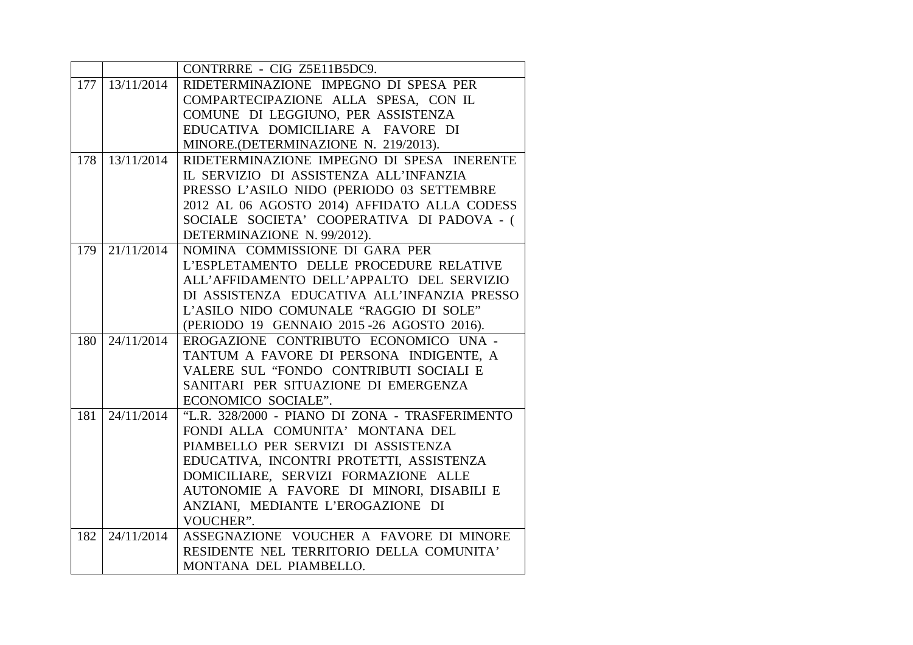| | | |
|---|---|---|
| | | CONTRRRE - CIG Z5E11B5DC9. |
| 177 | 13/11/2014 | RIDETERMINAZIONE IMPEGNO DI SPESA PER COMPARTECIPAZIONE ALLA SPESA, CON IL COMUNE DI LEGGIUNO, PER ASSISTENZA EDUCATIVA DOMICILIARE A FAVORE DI MINORE.(DETERMINAZIONE N. 219/2013). |
| 178 | 13/11/2014 | RIDETERMINAZIONE IMPEGNO DI SPESA INERENTE IL SERVIZIO DI ASSISTENZA ALL'INFANZIA PRESSO L'ASILO NIDO (PERIODO 03 SETTEMBRE 2012 AL 06 AGOSTO 2014) AFFIDATO ALLA CODESS SOCIALE SOCIETA' COOPERATIVA DI PADOVA - ( DETERMINAZIONE N. 99/2012). |
| 179 | 21/11/2014 | NOMINA COMMISSIONE DI GARA PER L'ESPLETAMENTO DELLE PROCEDURE RELATIVE ALL'AFFIDAMENTO DELL'APPALTO DEL SERVIZIO DI ASSISTENZA EDUCATIVA ALL'INFANZIA PRESSO L'ASILO NIDO COMUNALE "RAGGIO DI SOLE" (PERIODO 19 GENNAIO 2015 -26 AGOSTO 2016). |
| 180 | 24/11/2014 | EROGAZIONE CONTRIBUTO ECONOMICO UNA - TANTUM A FAVORE DI PERSONA INDIGENTE, A VALERE SUL "FONDO CONTRIBUTI SOCIALI E SANITARI PER SITUAZIONE DI EMERGENZA ECONOMICO SOCIALE". |
| 181 | 24/11/2014 | "L.R. 328/2000 - PIANO DI ZONA - TRASFERIMENTO FONDI ALLA COMUNITA' MONTANA DEL PIAMBELLO PER SERVIZI DI ASSISTENZA EDUCATIVA, INCONTRI PROTETTI, ASSISTENZA DOMICILIARE, SERVIZI FORMAZIONE ALLE AUTONOMIE A FAVORE DI MINORI, DISABILI E ANZIANI, MEDIANTE L'EROGAZIONE DI VOUCHER". |
| 182 | 24/11/2014 | ASSEGNAZIONE VOUCHER A FAVORE DI MINORE RESIDENTE NEL TERRITORIO DELLA COMUNITA' MONTANA DEL PIAMBELLO. |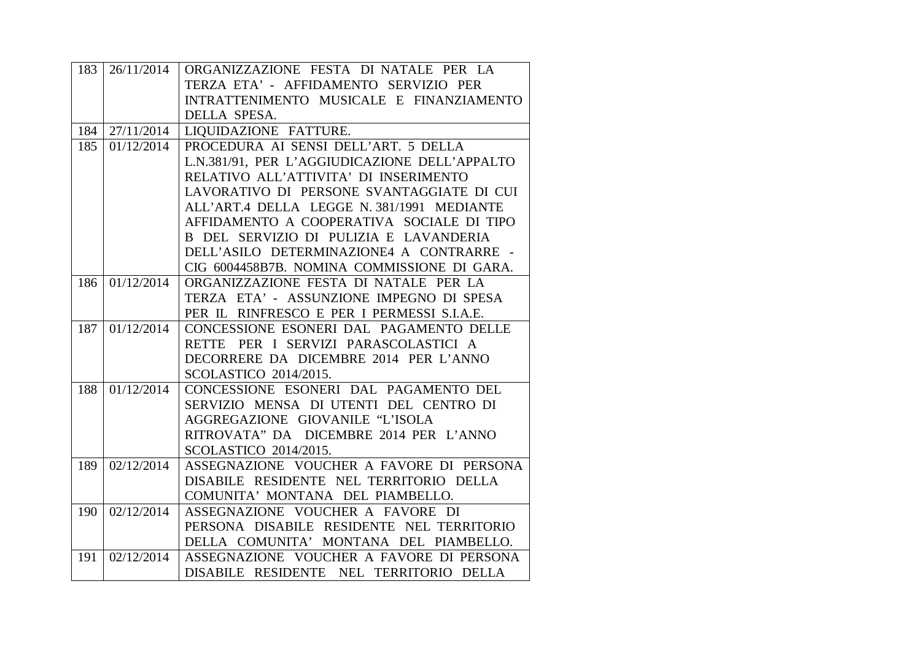| | | |
|---|---|---|
| 183 | 26/11/2014 | ORGANIZZAZIONE FESTA DI NATALE PER LA TERZA ETA' - AFFIDAMENTO SERVIZIO PER INTRATTENIMENTO MUSICALE E FINANZIAMENTO DELLA SPESA. |
| 184 | 27/11/2014 | LIQUIDAZIONE FATTURE. |
| 185 | 01/12/2014 | PROCEDURA AI SENSI DELL'ART. 5 DELLA L.N.381/91, PER L'AGGIUDICAZIONE DELL'APPALTO RELATIVO ALL'ATTIVITA' DI INSERIMENTO LAVORATIVO DI PERSONE SVANTAGGIATE DI CUI ALL'ART.4 DELLA LEGGE N. 381/1991 MEDIANTE AFFIDAMENTO A COOPERATIVA SOCIALE DI TIPO B DEL SERVIZIO DI PULIZIA E LAVANDERIA DELL'ASILO DETERMINAZIONE4 A CONTRARRE - CIG 6004458B7B. NOMINA COMMISSIONE DI GARA. |
| 186 | 01/12/2014 | ORGANIZZAZIONE FESTA DI NATALE PER LA TERZA ETA' - ASSUNZIONE IMPEGNO DI SPESA PER IL RINFRESCO E PER I PERMESSI S.I.A.E. |
| 187 | 01/12/2014 | CONCESSIONE ESONERI DAL PAGAMENTO DELLE RETTE PER I SERVIZI PARASCOLASTICI A DECORRERE DA DICEMBRE 2014 PER L'ANNO SCOLASTICO 2014/2015. |
| 188 | 01/12/2014 | CONCESSIONE ESONERI DAL PAGAMENTO DEL SERVIZIO MENSA DI UTENTI DEL CENTRO DI AGGREGAZIONE GIOVANILE "L'ISOLA RITROVATA" DA DICEMBRE 2014 PER L'ANNO SCOLASTICO 2014/2015. |
| 189 | 02/12/2014 | ASSEGNAZIONE VOUCHER A FAVORE DI PERSONA DISABILE RESIDENTE NEL TERRITORIO DELLA COMUNITA' MONTANA DEL PIAMBELLO. |
| 190 | 02/12/2014 | ASSEGNAZIONE VOUCHER A FAVORE DI PERSONA DISABILE RESIDENTE NEL TERRITORIO DELLA COMUNITA' MONTANA DEL PIAMBELLO. |
| 191 | 02/12/2014 | ASSEGNAZIONE VOUCHER A FAVORE DI PERSONA DISABILE RESIDENTE NEL TERRITORIO DELLA |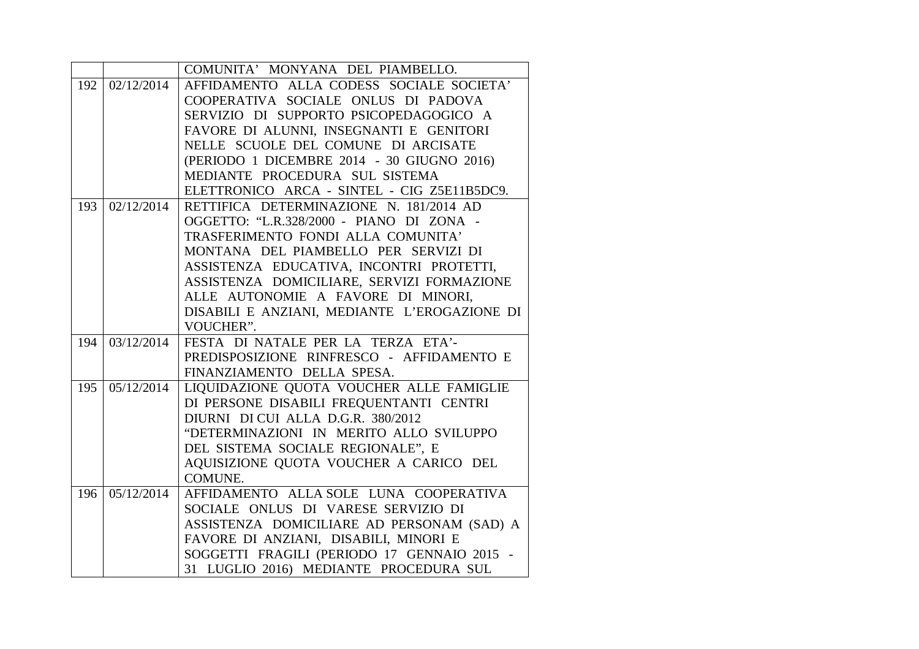| | | COMUNITA' MONYANA DEL PIAMBELLO. |
|---|---|---|
| 192 | 02/12/2014 | AFFIDAMENTO ALLA CODESS SOCIALE SOCIETA' COOPERATIVA SOCIALE ONLUS DI PADOVA SERVIZIO DI SUPPORTO PSICOPEDAGOGICO A FAVORE DI ALUNNI, INSEGNANTI E GENITORI NELLE SCUOLE DEL COMUNE DI ARCISATE (PERIODO 1 DICEMBRE 2014 - 30 GIUGNO 2016) MEDIANTE PROCEDURA SUL SISTEMA ELETTRONICO ARCA - SINTEL - CIG Z5E11B5DC9. |
| 193 | 02/12/2014 | RETTIFICA DETERMINAZIONE N. 181/2014 AD OGGETTO: "L.R.328/2000 - PIANO DI ZONA - TRASFERIMENTO FONDI ALLA COMUNITA' MONTANA DEL PIAMBELLO PER SERVIZI DI ASSISTENZA EDUCATIVA, INCONTRI PROTETTI, ASSISTENZA DOMICILIARE, SERVIZI FORMAZIONE ALLE AUTONOMIE A FAVORE DI MINORI, DISABILI E ANZIANI, MEDIANTE L'EROGAZIONE DI VOUCHER". |
| 194 | 03/12/2014 | FESTA DI NATALE PER LA TERZA ETA'- PREDISPOSIZIONE RINFRESCO - AFFIDAMENTO E FINANZIAMENTO DELLA SPESA. |
| 195 | 05/12/2014 | LIQUIDAZIONE QUOTA VOUCHER ALLE FAMIGLIE DI PERSONE DISABILI FREQUENTANTI CENTRI DIURNI DI CUI ALLA D.G.R. 380/2012 "DETERMINAZIONI IN MERITO ALLO SVILUPPO DEL SISTEMA SOCIALE REGIONALE", E AQUISIZIONE QUOTA VOUCHER A CARICO DEL COMUNE. |
| 196 | 05/12/2014 | AFFIDAMENTO ALLA SOLE LUNA COOPERATIVA SOCIALE ONLUS DI VARESE SERVIZIO DI ASSISTENZA DOMICILIARE AD PERSONAM (SAD) A FAVORE DI ANZIANI, DISABILI, MINORI E SOGGETTI FRAGILI (PERIODO 17 GENNAIO 2015 - 31 LUGLIO 2016) MEDIANTE PROCEDURA SUL |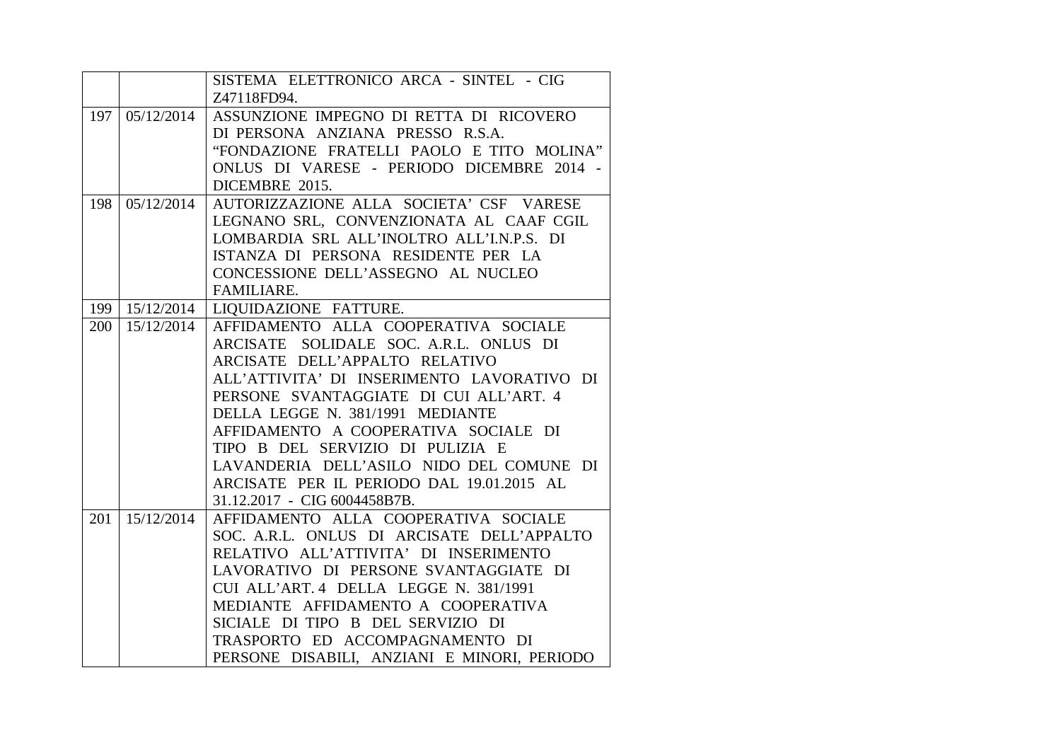| | | |
|---|---|---|
| | | SISTEMA ELETTRONICO ARCA - SINTEL - CIG Z47118FD94. |
| 197 | 05/12/2014 | ASSUNZIONE IMPEGNO DI RETTA DI RICOVERO DI PERSONA ANZIANA PRESSO R.S.A. “FONDAZIONE FRATELLI PAOLO E TITO MOLINA” ONLUS DI VARESE - PERIODO DICEMBRE 2014 - DICEMBRE 2015. |
| 198 | 05/12/2014 | AUTORIZZAZIONE ALLA SOCIETA’ CSF VARESE LEGNANO SRL, CONVENZIONATA AL CAAF CGIL LOMBARDIA SRL ALL’INOLTRO ALL’I.N.P.S. DI ISTANZA DI PERSONA RESIDENTE PER LA CONCESSIONE DELL’ASSEGNO AL NUCLEO FAMILIARE. |
| 199 | 15/12/2014 | LIQUIDAZIONE FATTURE. |
| 200 | 15/12/2014 | AFFIDAMENTO ALLA COOPERATIVA SOCIALE ARCISATE SOLIDALE SOC. A.R.L. ONLUS DI ARCISATE DELL’APPALTO RELATIVO ALL’ATTIVITA’ DI INSERIMENTO LAVORATIVO DI PERSONE SVANTAGGIATE DI CUI ALL’ART. 4 DELLA LEGGE N. 381/1991 MEDIANTE AFFIDAMENTO A COOPERATIVA SOCIALE DI TIPO B DEL SERVIZIO DI PULIZIA E LAVANDERIA DELL’ASILO NIDO DEL COMUNE DI ARCISATE PER IL PERIODO DAL 19.01.2015 AL 31.12.2017 - CIG 6004458B7B. |
| 201 | 15/12/2014 | AFFIDAMENTO ALLA COOPERATIVA SOCIALE SOC. A.R.L. ONLUS DI ARCISATE DELL’APPALTO RELATIVO ALL’ATTIVITA’ DI INSERIMENTO LAVORATIVO DI PERSONE SVANTAGGIATE DI CUI ALL’ART. 4 DELLA LEGGE N. 381/1991 MEDIANTE AFFIDAMENTO A COOPERATIVA SICIALE DI TIPO B DEL SERVIZIO DI TRASPORTO ED ACCOMPAGNAMENTO DI PERSONE DISABILI, ANZIANI E MINORI, PERIODO |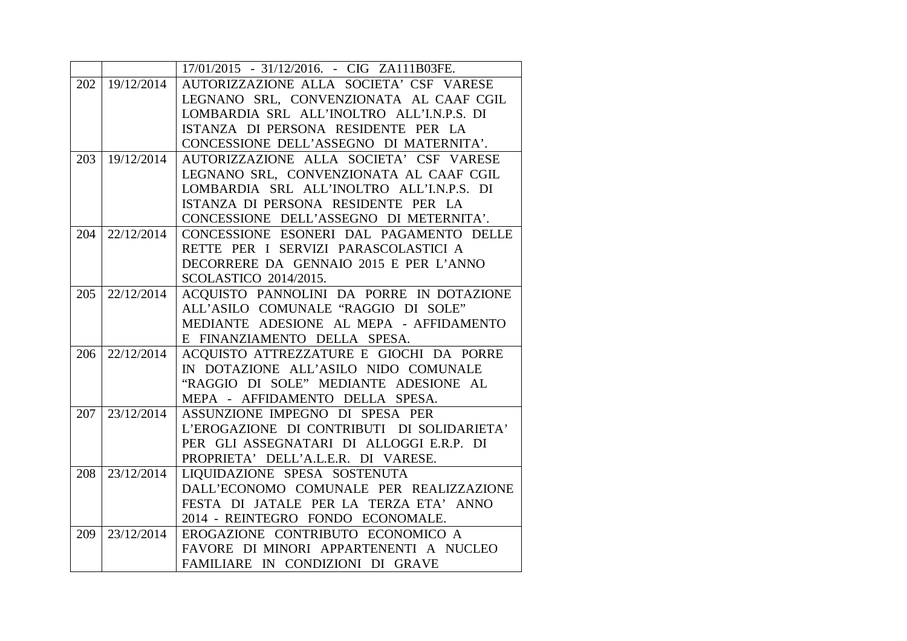| | | |
|---|---|---|
| | | 17/01/2015 - 31/12/2016. - CIG ZA111B03FE. |
| 202 | 19/12/2014 | AUTORIZZAZIONE ALLA SOCIETA' CSF VARESE LEGNANO SRL, CONVENZIONATA AL CAAF CGIL LOMBARDIA SRL ALL'INOLTRO ALL'I.N.P.S. DI ISTANZA DI PERSONA RESIDENTE PER LA CONCESSIONE DELL'ASSEGNO DI MATERNITA'. |
| 203 | 19/12/2014 | AUTORIZZAZIONE ALLA SOCIETA' CSF VARESE LEGNANO SRL, CONVENZIONATA AL CAAF CGIL LOMBARDIA SRL ALL'INOLTRO ALL'I.N.P.S. DI ISTANZA DI PERSONA RESIDENTE PER LA CONCESSIONE DELL'ASSEGNO DI METERNITA'. |
| 204 | 22/12/2014 | CONCESSIONE ESONERI DAL PAGAMENTO DELLE RETTE PER I SERVIZI PARASCOLASTICI A DECORRERE DA GENNAIO 2015 E PER L'ANNO SCOLASTICO 2014/2015. |
| 205 | 22/12/2014 | ACQUISTO PANNOLINI DA PORRE IN DOTAZIONE ALL'ASILO COMUNALE "RAGGIO DI SOLE" MEDIANTE ADESIONE AL MEPA - AFFIDAMENTO E FINANZIAMENTO DELLA SPESA. |
| 206 | 22/12/2014 | ACQUISTO ATTREZZATURE E GIOCHI DA PORRE IN DOTAZIONE ALL'ASILO NIDO COMUNALE "RAGGIO DI SOLE" MEDIANTE ADESIONE AL MEPA - AFFIDAMENTO DELLA SPESA. |
| 207 | 23/12/2014 | ASSUNZIONE IMPEGNO DI SPESA PER L'EROGAZIONE DI CONTRIBUTI DI SOLIDARIETA' PER GLI ASSEGNATARI DI ALLOGGI E.R.P. DI PROPRIETA' DELL'A.L.E.R. DI VARESE. |
| 208 | 23/12/2014 | LIQUIDAZIONE SPESA SOSTENUTA DALL'ECONOMO COMUNALE PER REALIZZAZIONE FESTA DI JATALE PER LA TERZA ETA' ANNO 2014 - REINTEGRO FONDO ECONOMALE. |
| 209 | 23/12/2014 | EROGAZIONE CONTRIBUTO ECONOMICO A FAVORE DI MINORI APPARTENENTI A NUCLEO FAMILIARE IN CONDIZIONI DI GRAVE |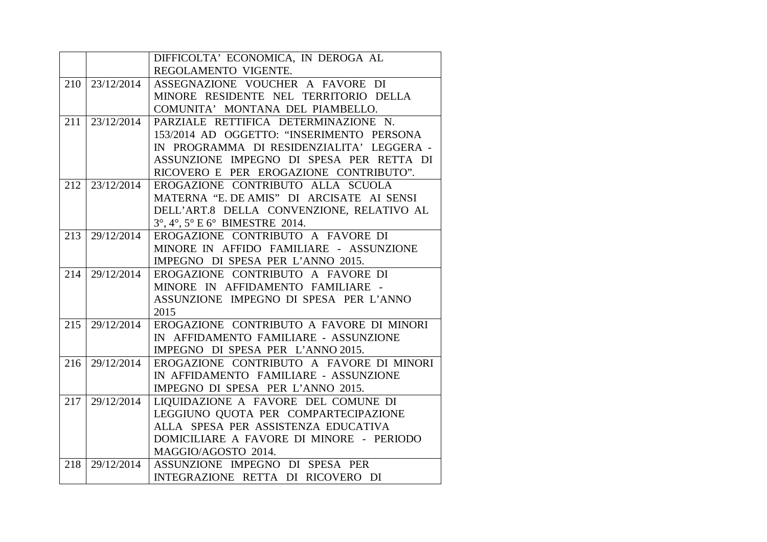| | | |
|---|---|---|
| | | DIFFICOLTA' ECONOMICA, IN DEROGA AL REGOLAMENTO VIGENTE. |
| 210 | 23/12/2014 | ASSEGNAZIONE VOUCHER A FAVORE DI MINORE RESIDENTE NEL TERRITORIO DELLA COMUNITA' MONTANA DEL PIAMBELLO. |
| 211 | 23/12/2014 | PARZIALE RETTIFICA DETERMINAZIONE N. 153/2014 AD OGGETTO: "INSERIMENTO PERSONA IN PROGRAMMA DI RESIDENZIALITA' LEGGERA - ASSUNZIONE IMPEGNO DI SPESA PER RETTA DI RICOVERO E PER EROGAZIONE CONTRIBUTO". |
| 212 | 23/12/2014 | EROGAZIONE CONTRIBUTO ALLA SCUOLA MATERNA "E. DE AMIS" DI ARCISATE AI SENSI DELL'ART.8 DELLA CONVENZIONE, RELATIVO AL 3°, 4°, 5° E 6° BIMESTRE 2014. |
| 213 | 29/12/2014 | EROGAZIONE CONTRIBUTO A FAVORE DI MINORE IN AFFIDO FAMILIARE - ASSUNZIONE IMPEGNO DI SPESA PER L'ANNO 2015. |
| 214 | 29/12/2014 | EROGAZIONE CONTRIBUTO A FAVORE DI MINORE IN AFFIDAMENTO FAMILIARE - ASSUNZIONE IMPEGNO DI SPESA PER L'ANNO 2015 |
| 215 | 29/12/2014 | EROGAZIONE CONTRIBUTO A FAVORE DI MINORI IN AFFIDAMENTO FAMILIARE - ASSUNZIONE IMPEGNO DI SPESA PER L'ANNO 2015. |
| 216 | 29/12/2014 | EROGAZIONE CONTRIBUTO A FAVORE DI MINORI IN AFFIDAMENTO FAMILIARE - ASSUNZIONE IMPEGNO DI SPESA PER L'ANNO 2015. |
| 217 | 29/12/2014 | LIQUIDAZIONE A FAVORE DEL COMUNE DI LEGGIUNO QUOTA PER COMPARTECIPAZIONE ALLA SPESA PER ASSISTENZA EDUCATIVA DOMICILIARE A FAVORE DI MINORE - PERIODO MAGGIO/AGOSTO 2014. |
| 218 | 29/12/2014 | ASSUNZIONE IMPEGNO DI SPESA PER INTEGRAZIONE RETTA DI RICOVERO DI |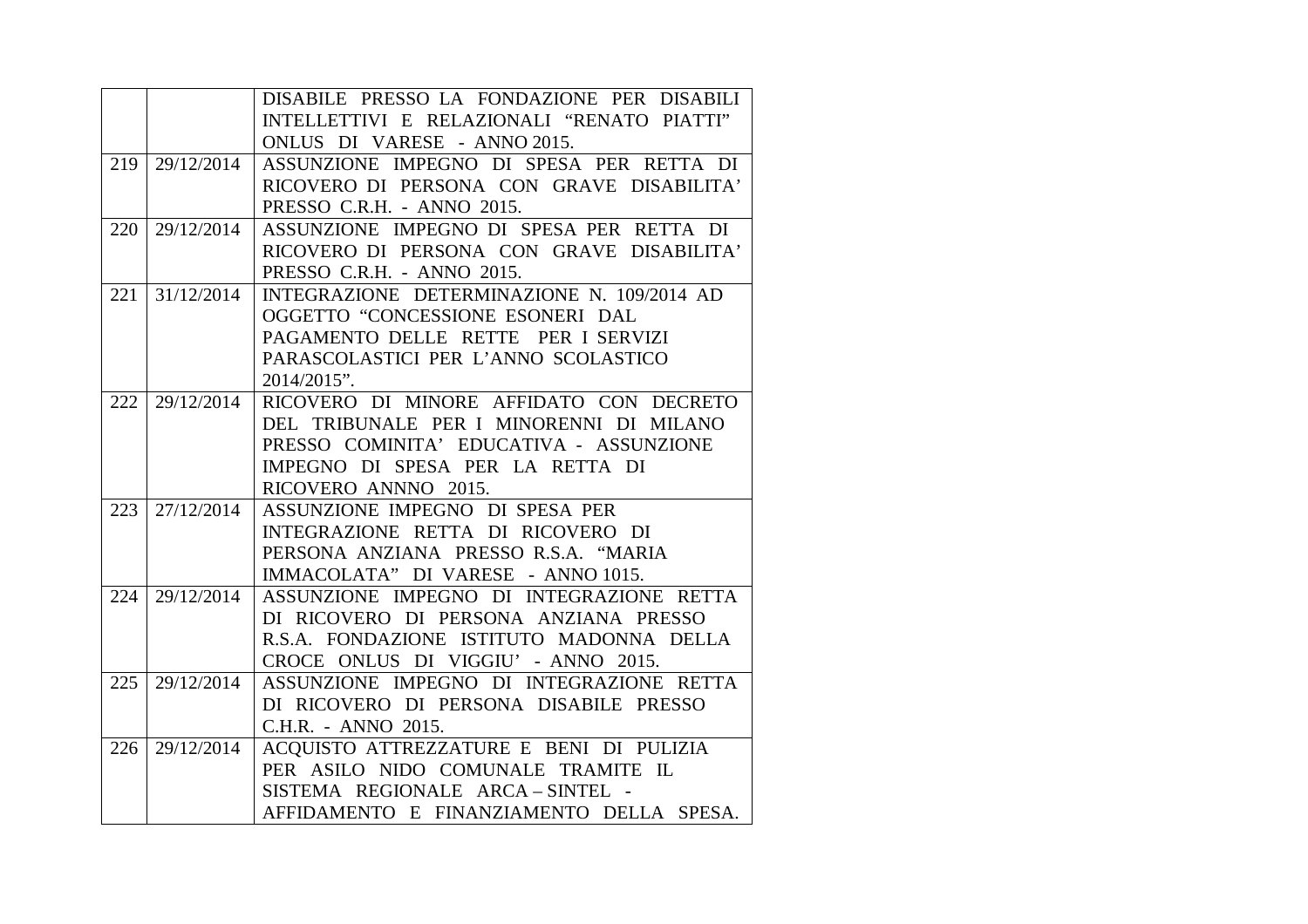| | | |
|---|---|---|
| | | DISABILE PRESSO LA FONDAZIONE PER DISABILI INTELLETTIVI E RELAZIONALI "RENATO PIATTI" ONLUS DI VARESE - ANNO 2015. |
| 219 | 29/12/2014 | ASSUNZIONE IMPEGNO DI SPESA PER RETTA DI RICOVERO DI PERSONA CON GRAVE DISABILITA' PRESSO C.R.H. - ANNO 2015. |
| 220 | 29/12/2014 | ASSUNZIONE IMPEGNO DI SPESA PER RETTA DI RICOVERO DI PERSONA CON GRAVE DISABILITA' PRESSO C.R.H. - ANNO 2015. |
| 221 | 31/12/2014 | INTEGRAZIONE DETERMINAZIONE N. 109/2014 AD OGGETTO "CONCESSIONE ESONERI DAL PAGAMENTO DELLE RETTE PER I SERVIZI PARASCOLASTICI PER L'ANNO SCOLASTICO 2014/2015". |
| 222 | 29/12/2014 | RICOVERO DI MINORE AFFIDATO CON DECRETO DEL TRIBUNALE PER I MINORENNI DI MILANO PRESSO COMINITA' EDUCATIVA - ASSUNZIONE IMPEGNO DI SPESA PER LA RETTA DI RICOVERO ANNNO 2015. |
| 223 | 27/12/2014 | ASSUNZIONE IMPEGNO DI SPESA PER INTEGRAZIONE RETTA DI RICOVERO DI PERSONA ANZIANA PRESSO R.S.A. "MARIA IMMACOLATA" DI VARESE - ANNO 1015. |
| 224 | 29/12/2014 | ASSUNZIONE IMPEGNO DI INTEGRAZIONE RETTA DI RICOVERO DI PERSONA ANZIANA PRESSO R.S.A. FONDAZIONE ISTITUTO MADONNA DELLA CROCE ONLUS DI VIGGIU' - ANNO 2015. |
| 225 | 29/12/2014 | ASSUNZIONE IMPEGNO DI INTEGRAZIONE RETTA DI RICOVERO DI PERSONA DISABILE PRESSO C.H.R. - ANNO 2015. |
| 226 | 29/12/2014 | ACQUISTO ATTREZZATURE E BENI DI PULIZIA PER ASILO NIDO COMUNALE TRAMITE IL SISTEMA REGIONALE ARCA – SINTEL - AFFIDAMENTO E FINANZIAMENTO DELLA SPESA. |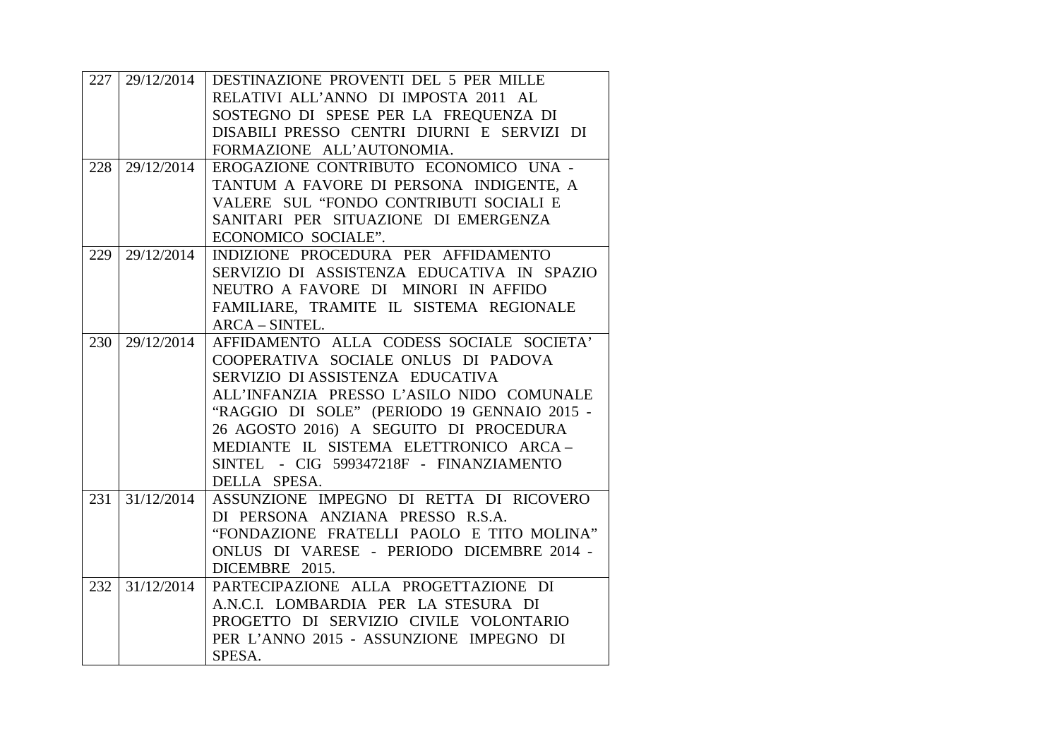| | | |
|---|---|---|
| 227 | 29/12/2014 | DESTINAZIONE PROVENTI DEL 5 PER MILLE RELATIVI ALL'ANNO DI IMPOSTA 2011 AL SOSTEGNO DI SPESE PER LA FREQUENZA DI DISABILI PRESSO CENTRI DIURNI E SERVIZI DI FORMAZIONE ALL'AUTONOMIA. |
| 228 | 29/12/2014 | EROGAZIONE CONTRIBUTO ECONOMICO UNA - TANTUM A FAVORE DI PERSONA INDIGENTE, A VALERE SUL "FONDO CONTRIBUTI SOCIALI E SANITARI PER SITUAZIONE DI EMERGENZA ECONOMICO SOCIALE". |
| 229 | 29/12/2014 | INDIZIONE PROCEDURA PER AFFIDAMENTO SERVIZIO DI ASSISTENZA EDUCATIVA IN SPAZIO NEUTRO A FAVORE DI MINORI IN AFFIDO FAMILIARE, TRAMITE IL SISTEMA REGIONALE ARCA – SINTEL. |
| 230 | 29/12/2014 | AFFIDAMENTO ALLA CODESS SOCIALE SOCIETA' COOPERATIVA SOCIALE ONLUS DI PADOVA SERVIZIO DI ASSISTENZA EDUCATIVA ALL'INFANZIA PRESSO L'ASILO NIDO COMUNALE "RAGGIO DI SOLE" (PERIODO 19 GENNAIO 2015 - 26 AGOSTO 2016) A SEGUITO DI PROCEDURA MEDIANTE IL SISTEMA ELETTRONICO ARCA – SINTEL - CIG 599347218F - FINANZIAMENTO DELLA SPESA. |
| 231 | 31/12/2014 | ASSUNZIONE IMPEGNO DI RETTA DI RICOVERO DI PERSONA ANZIANA PRESSO R.S.A. "FONDAZIONE FRATELLI PAOLO E TITO MOLINA" ONLUS DI VARESE - PERIODO DICEMBRE 2014 - DICEMBRE 2015. |
| 232 | 31/12/2014 | PARTECIPAZIONE ALLA PROGETTAZIONE DI A.N.C.I. LOMBARDIA PER LA STESURA DI PROGETTO DI SERVIZIO CIVILE VOLONTARIO PER L'ANNO 2015 - ASSUNZIONE IMPEGNO DI SPESA. |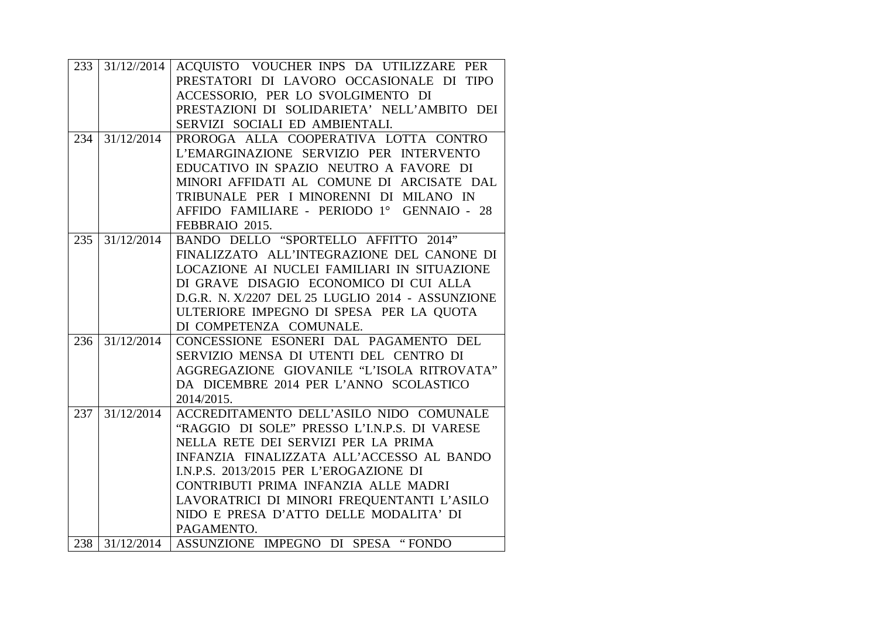| 233 | 31/12//2014 | ACQUISTO VOUCHER INPS DA UTILIZZARE PER PRESTATORI DI LAVORO OCCASIONALE DI TIPO ACCESSORIO, PER LO SVOLGIMENTO DI PRESTAZIONI DI SOLIDARIETA' NELL'AMBITO DEI SERVIZI SOCIALI ED AMBIENTALI. |
|---|---|---|
| 234 | 31/12/2014 | PROROGA ALLA COOPERATIVA LOTTA CONTRO L'EMARGINAZIONE SERVIZIO PER INTERVENTO EDUCATIVO IN SPAZIO NEUTRO A FAVORE DI MINORI AFFIDATI AL COMUNE DI ARCISATE DAL TRIBUNALE PER I MINORENNI DI MILANO IN AFFIDO FAMILIARE - PERIODO 1° GENNAIO - 28 FEBBRAIO 2015. |
| 235 | 31/12/2014 | BANDO DELLO "SPORTELLO AFFITTO 2014" FINALIZZATO ALL'INTEGRAZIONE DEL CANONE DI LOCAZIONE AI NUCLEI FAMILIARI IN SITUAZIONE DI GRAVE DISAGIO ECONOMICO DI CUI ALLA D.G.R. N. X/2207 DEL 25 LUGLIO 2014 - ASSUNZIONE ULTERIORE IMPEGNO DI SPESA PER LA QUOTA DI COMPETENZA COMUNALE. |
| 236 | 31/12/2014 | CONCESSIONE ESONERI DAL PAGAMENTO DEL SERVIZIO MENSA DI UTENTI DEL CENTRO DI AGGREGAZIONE GIOVANILE "L'ISOLA RITROVATA" DA DICEMBRE 2014 PER L'ANNO SCOLASTICO 2014/2015. |
| 237 | 31/12/2014 | ACCREDITAMENTO DELL'ASILO NIDO COMUNALE "RAGGIO DI SOLE" PRESSO L'I.N.P.S. DI VARESE NELLA RETE DEI SERVIZI PER LA PRIMA INFANZIA FINALIZZATA ALL'ACCESSO AL BANDO I.N.P.S. 2013/2015 PER L'EROGAZIONE DI CONTRIBUTI PRIMA INFANZIA ALLE MADRI LAVORATRICI DI MINORI FREQUENTANTI L'ASILO NIDO E PRESA D'ATTO DELLE MODALITA' DI PAGAMENTO. |
| 238 | 31/12/2014 | ASSUNZIONE IMPEGNO DI SPESA " FONDO |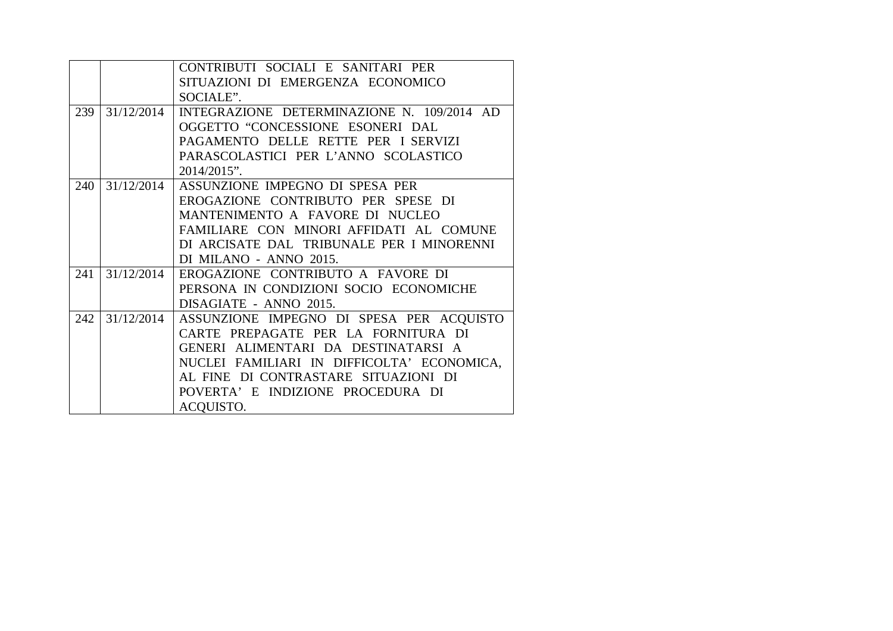| | | |
|---|---|---|
| | | CONTRIBUTI SOCIALI E SANITARI PER SITUAZIONI DI EMERGENZA ECONOMICO SOCIALE”. |
| 239 | 31/12/2014 | INTEGRAZIONE DETERMINAZIONE N. 109/2014 AD OGGETTO “CONCESSIONE ESONERI DAL PAGAMENTO DELLE RETTE PER I SERVIZI PARASCOLASTICI PER L’ANNO SCOLASTICO 2014/2015”. |
| 240 | 31/12/2014 | ASSUNZIONE IMPEGNO DI SPESA PER EROGAZIONE CONTRIBUTO PER SPESE DI MANTENIMENTO A FAVORE DI NUCLEO FAMILIARE CON MINORI AFFIDATI AL COMUNE DI ARCISATE DAL TRIBUNALE PER I MINORENNI DI MILANO - ANNO 2015. |
| 241 | 31/12/2014 | EROGAZIONE CONTRIBUTO A FAVORE DI PERSONA IN CONDIZIONI SOCIO ECONOMICHE DISAGIATE - ANNO 2015. |
| 242 | 31/12/2014 | ASSUNZIONE IMPEGNO DI SPESA PER ACQUISTO CARTE PREPAGATE PER LA FORNITURA DI GENERI ALIMENTARI DA DESTINATARSI A NUCLEI FAMILIARI IN DIFFICOLTA’ ECONOMICA, AL FINE DI CONTRASTARE SITUAZIONI DI POVERTA’ E INDIZIONE PROCEDURA DI ACQUISTO. |